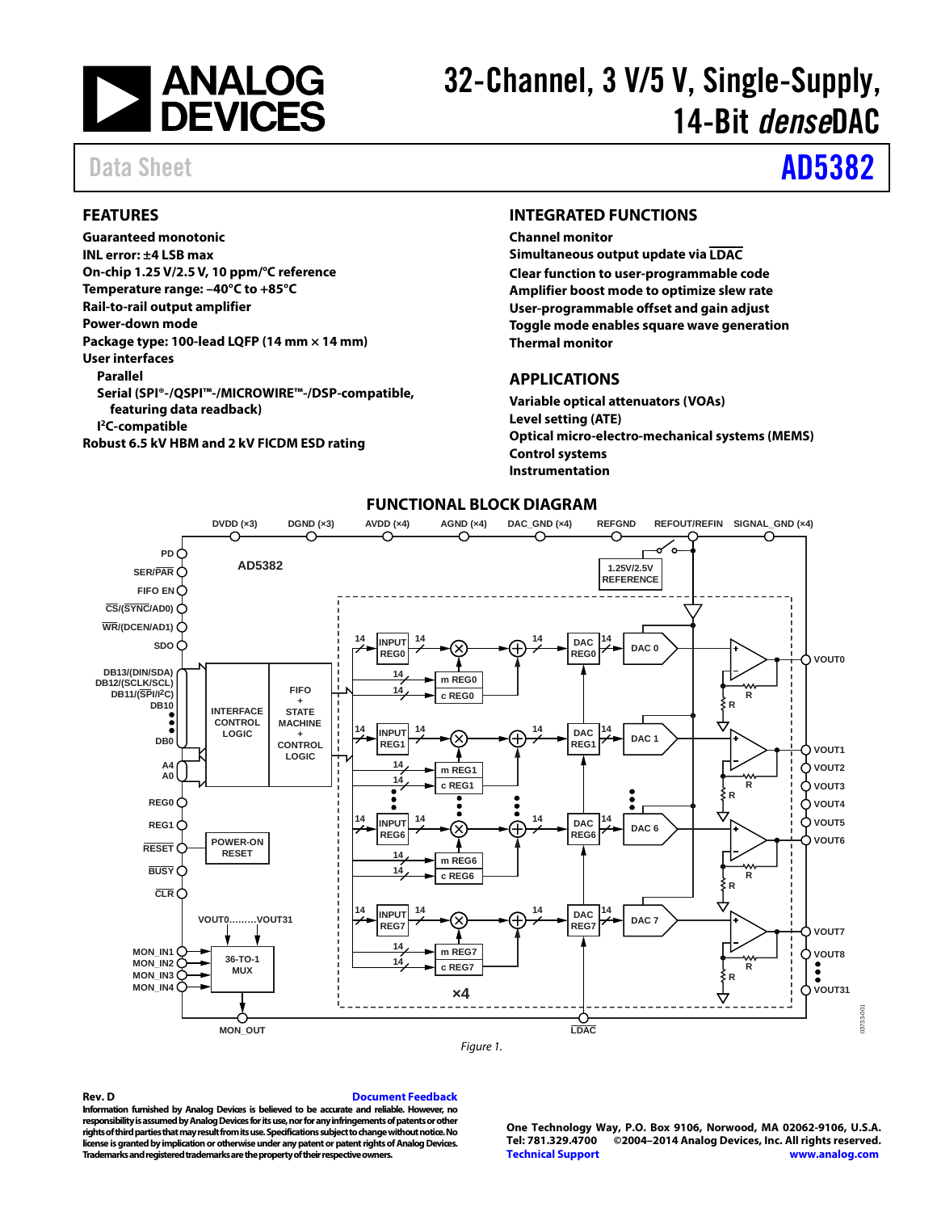# 32-Channel, 3 V/5 V, Single-Supply, 14-Bit *dense*DAC

Data Sheet **AD5382**

## FEATURES

**Guaranteed monotonic**
**INL error: ±4 LSB max**
**On-chip 1.25 V/2.5 V, 10 ppm/°C reference**
**Temperature range: –40°C to +85°C**
**Rail-to-rail output amplifier**
**Power-down mode**
**Package type: 100-lead LQFP (14 mm × 14 mm)**
**User interfaces**
- **Parallel**
- **Serial (SPI®-/QSPI™-/MICROWIRE™-/DSP-compatible, featuring data readback)**
- **I²C-compatible**

**Robust 6.5 kV HBM and 2 kV FICDM ESD rating**

## INTEGRATED FUNCTIONS

**Channel monitor**
**Simultaneous output update via LDAC**
**Clear function to user-programmable code**
**Amplifier boost mode to optimize slew rate**
**User-programmable offset and gain adjust**
**Toggle mode enables square wave generation**
**Thermal monitor**

## APPLICATIONS

**Variable optical attenuators (VOAs)**
**Level setting (ATE)**
**Optical micro-electro-mechanical systems (MEMS)**
**Control systems**
**Instrumentation**

## FUNCTIONAL BLOCK DIAGRAM

Figure 1.

**Rev. D**

Information furnished by Analog Devices is believed to be accurate and reliable. However, no responsibility is assumed by Analog Devices for its use, nor for any infringements of patents or other rights of third parties that may result from its use. Specifications subject to change without notice. No license is granted by implication or otherwise under any patent or patent rights of Analog Devices. Trademarks and registered trademarks are the property of their respective owners.

One Technology Way, P.O. Box 9106, Norwood, MA 02062-9106, U.S.A.
Tel: 781.329.4700 ©2004–2014 Analog Devices, Inc. All rights reserved.
Technical Support www.analog.com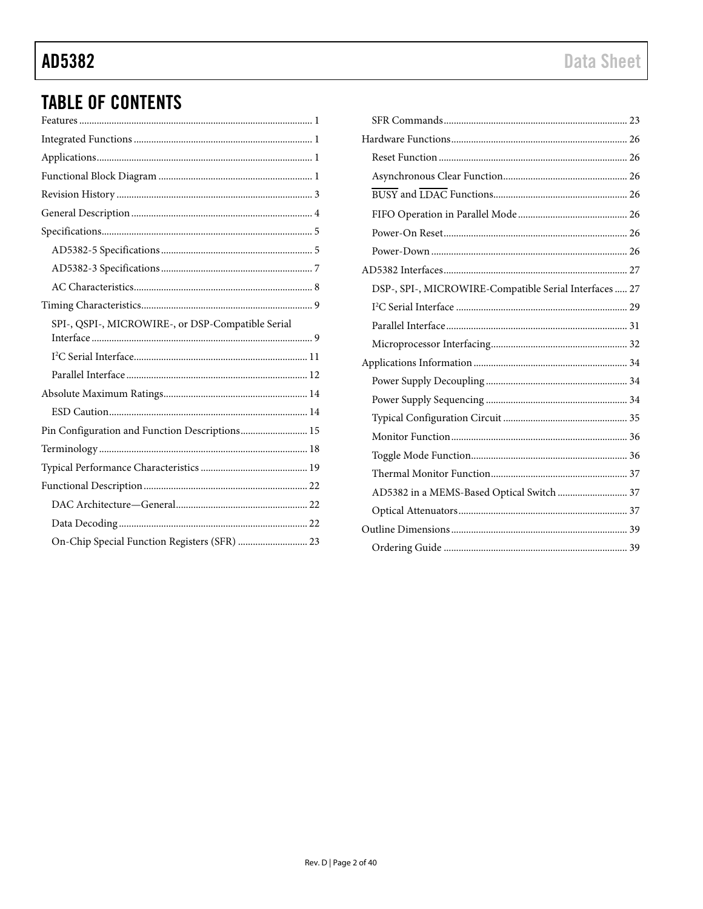## TABLE OF CONTENTS

Features ... 1
Integrated Functions ... 1
Applications ... 1
Functional Block Diagram ... 1
Revision History ... 3
General Description ... 4
Specifications ... 5
- AD5382-5 Specifications ... 5
- AD5382-3 Specifications ... 7
- AC Characteristics ... 8

Timing Characteristics ... 9
- SPI-, QSPI-, MICROWIRE-, or DSP-Compatible Serial Interface ... 9
- I²C Serial Interface ... 11
- Parallel Interface ... 12

Absolute Maximum Ratings ... 14
- ESD Caution ... 14

Pin Configuration and Function Descriptions ... 15
Terminology ... 18
Typical Performance Characteristics ... 19
Functional Description ... 22
- DAC Architecture—General ... 22
- Data Decoding ... 22
- On-Chip Special Function Registers (SFR) ... 23
- SFR Commands ... 23

Hardware Functions ... 26
- Reset Function ... 26
- Asynchronous Clear Function ... 26
- $\overline{\text{BUSY}}$ and $\overline{\text{LDAC}}$ Functions ... 26
- FIFO Operation in Parallel Mode ... 26
- Power-On Reset ... 26
- Power-Down ... 26

AD5382 Interfaces ... 27
- DSP-, SPI-, MICROWIRE-Compatible Serial Interfaces ... 27
- I²C Serial Interface ... 29
- Parallel Interface ... 31
- Microprocessor Interfacing ... 32

Applications Information ... 34
- Power Supply Decoupling ... 34
- Power Supply Sequencing ... 34
- Typical Configuration Circuit ... 35
- Monitor Function ... 36
- Toggle Mode Function ... 36
- Thermal Monitor Function ... 37
- AD5382 in a MEMS-Based Optical Switch ... 37
- Optical Attenuators ... 37

Outline Dimensions ... 39
- Ordering Guide ... 39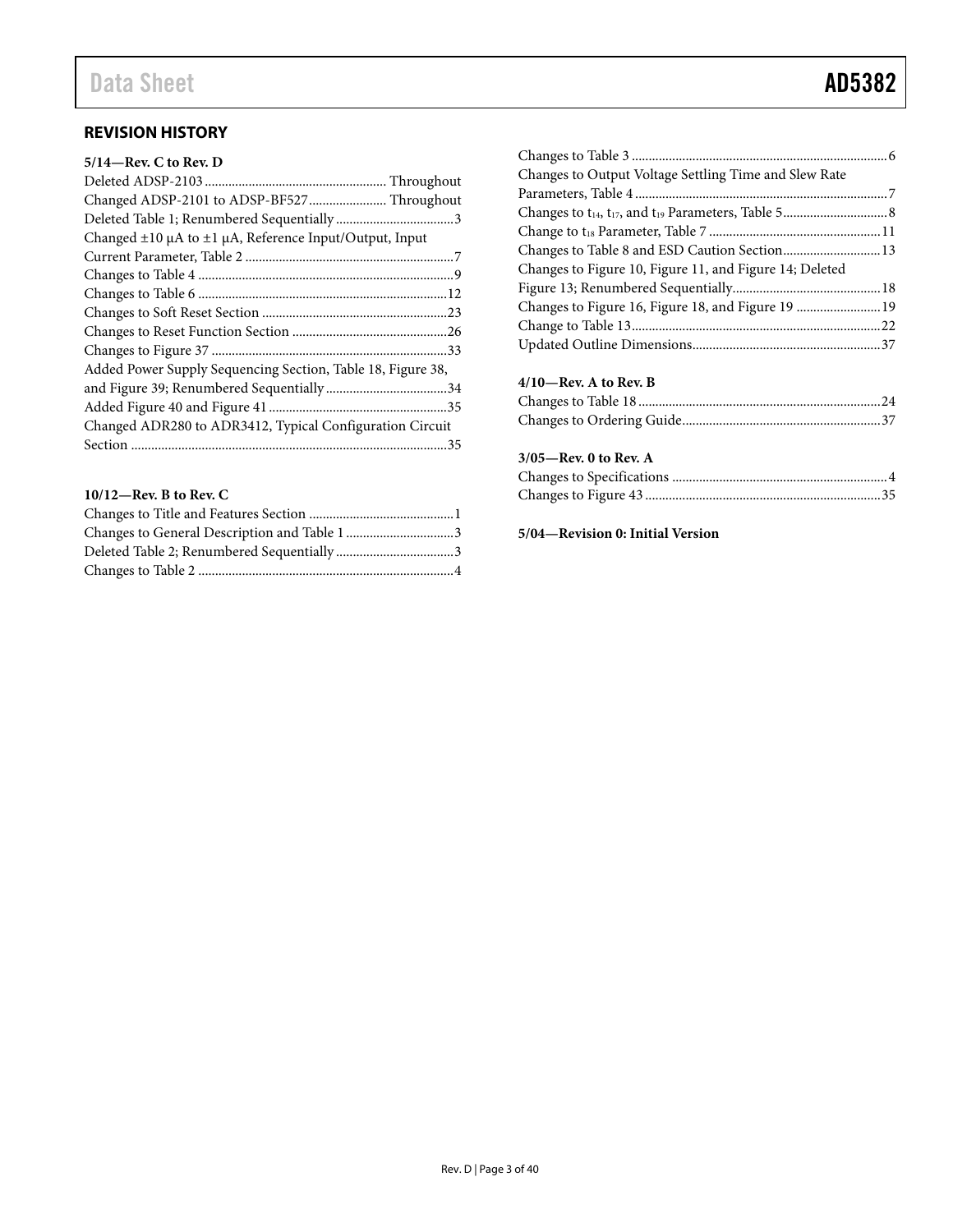## REVISION HISTORY

**5/14—Rev. C to Rev. D**

Deleted ADSP-2103 ... Throughout
Changed ADSP-2101 to ADSP-BF527 ... Throughout
Deleted Table 1; Renumbered Sequentially ... 3
Changed ±10 µA to ±1 µA, Reference Input/Output, Input Current Parameter, Table 2 ... 7
Changes to Table 4 ... 9
Changes to Table 6 ... 12
Changes to Soft Reset Section ... 23
Changes to Reset Function Section ... 26
Changes to Figure 37 ... 33
Added Power Supply Sequencing Section, Table 18, Figure 38, and Figure 39; Renumbered Sequentially ... 34
Added Figure 40 and Figure 41 ... 35
Changed ADR280 to ADR3412, Typical Configuration Circuit Section ... 35

**10/12—Rev. B to Rev. C**

Changes to Title and Features Section ... 1
Changes to General Description and Table 1 ... 3
Deleted Table 2; Renumbered Sequentially ... 3
Changes to Table 2 ... 4
Changes to Table 3 ... 6
Changes to Output Voltage Settling Time and Slew Rate Parameters, Table 4 ... 7
Changes to $t_{14}$, $t_{17}$, and $t_{19}$ Parameters, Table 5 ... 8
Change to $t_{18}$ Parameter, Table 7 ... 11
Changes to Table 8 and ESD Caution Section ... 13
Changes to Figure 10, Figure 11, and Figure 14; Deleted Figure 13; Renumbered Sequentially ... 18
Changes to Figure 16, Figure 18, and Figure 19 ... 19
Change to Table 13 ... 22
Updated Outline Dimensions ... 37

**4/10—Rev. A to Rev. B**

Changes to Table 18 ... 24
Changes to Ordering Guide ... 37

**3/05—Rev. 0 to Rev. A**

Changes to Specifications ... 4
Changes to Figure 43 ... 35

**5/04—Revision 0: Initial Version**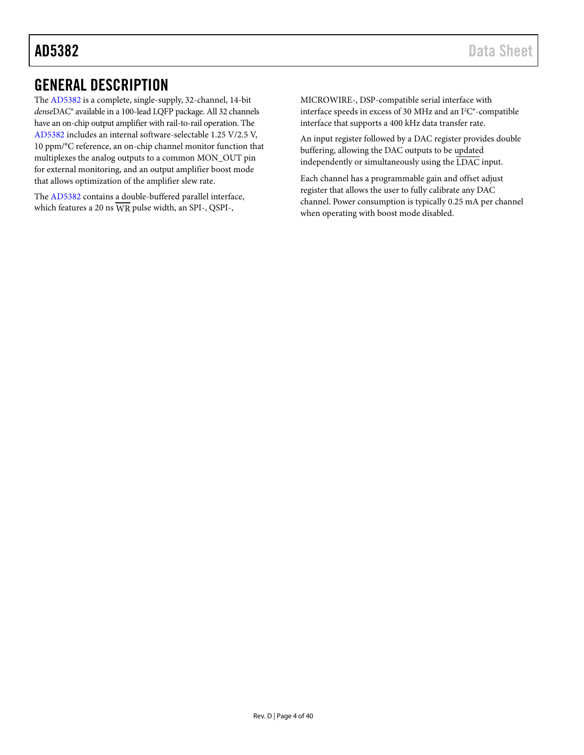## GENERAL DESCRIPTION

The AD5382 is a complete, single-supply, 32-channel, 14-bit *dense*DAC® available in a 100-lead LQFP package. All 32 channels have an on-chip output amplifier with rail-to-rail operation. The AD5382 includes an internal software-selectable 1.25 V/2.5 V, 10 ppm/°C reference, an on-chip channel monitor function that multiplexes the analog outputs to a common MON_OUT pin for external monitoring, and an output amplifier boost mode that allows optimization of the amplifier slew rate.

The AD5382 contains a double-buffered parallel interface, which features a 20 ns $\overline{\text{WR}}$ pulse width, an SPI-, QSPI-, MICROWIRE-, DSP-compatible serial interface with interface speeds in excess of 30 MHz and an I²C®-compatible interface that supports a 400 kHz data transfer rate.

An input register followed by a DAC register provides double buffering, allowing the DAC outputs to be updated independently or simultaneously using the $\overline{\text{LDAC}}$ input.

Each channel has a programmable gain and offset adjust register that allows the user to fully calibrate any DAC channel. Power consumption is typically 0.25 mA per channel when operating with boost mode disabled.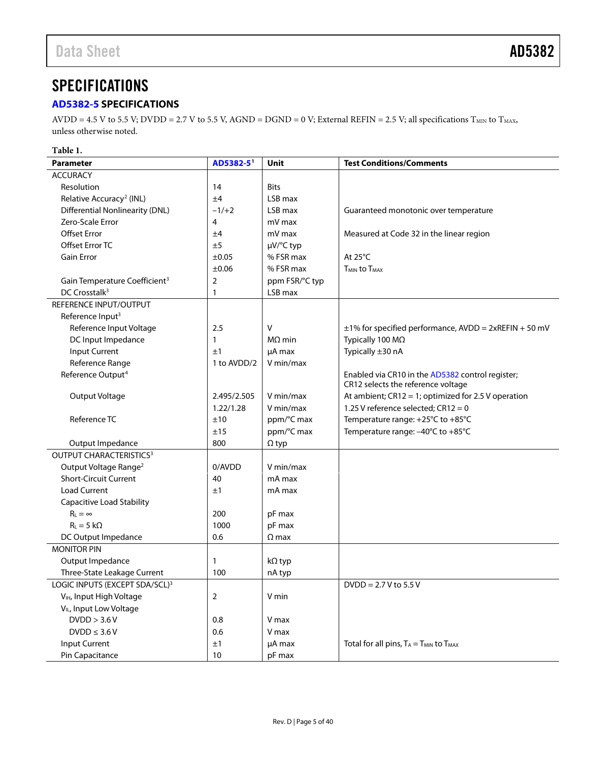## SPECIFICATIONS

### AD5382-5 SPECIFICATIONS

AVDD = 4.5 V to 5.5 V; DVDD = 2.7 V to 5.5 V, AGND = DGND = 0 V; External REFIN = 2.5 V; all specifications $T_{MIN}$ to $T_{MAX}$, unless otherwise noted.

**Table 1.**

| Parameter | AD5382-5[1] | Unit | Test Conditions/Comments |
|---|---|---|---|
| ACCURACY | | | |
| Resolution | 14 | Bits | |
| Relative Accuracy[2] (INL) | ±4 | LSB max | |
| Differential Nonlinearity (DNL) | −1/+2 | LSB max | Guaranteed monotonic over temperature |
| Zero-Scale Error | 4 | mV max | |
| Offset Error | ±4 | mV max | Measured at Code 32 in the linear region |
| Offset Error TC | ±5 | µV/°C typ | |
| Gain Error | ±0.05 | % FSR max | At 25°C |
| | ±0.06 | % FSR max | $T_{MIN}$ to $T_{MAX}$ |
| Gain Temperature Coefficient[3] | 2 | ppm FSR/°C typ | |
| DC Crosstalk[3] | 1 | LSB max | |
| REFERENCE INPUT/OUTPUT | | | |
| Reference Input[3] | | | |
| Reference Input Voltage | 2.5 | V | ±1% for specified performance, AVDD = 2xREFIN + 50 mV |
| DC Input Impedance | 1 | MΩ min | Typically 100 MΩ |
| Input Current | ±1 | µA max | Typically ±30 nA |
| Reference Range | 1 to AVDD/2 | V min/max | |
| Reference Output[4] | | | Enabled via CR10 in the AD5382 control register; CR12 selects the reference voltage |
| Output Voltage | 2.495/2.505 | V min/max | At ambient; CR12 = 1; optimized for 2.5 V operation |
| | 1.22/1.28 | V min/max | 1.25 V reference selected; CR12 = 0 |
| Reference TC | ±10 | ppm/°C max | Temperature range: +25°C to +85°C |
| | ±15 | ppm/°C max | Temperature range: −40°C to +85°C |
| Output Impedance | 800 | Ω typ | |
| OUTPUT CHARACTERISTICS[3] | | | |
| Output Voltage Range[2] | 0/AVDD | V min/max | |
| Short-Circuit Current | 40 | mA max | |
| Load Current | ±1 | mA max | |
| Capacitive Load Stability | | | |
| $R_L = \infty$ | 200 | pF max | |
| $R_L$ = 5 kΩ | 1000 | pF max | |
| DC Output Impedance | 0.6 | Ω max | |
| MONITOR PIN | | | |
| Output Impedance | 1 | kΩ typ | |
| Three-State Leakage Current | 100 | nA typ | |
| LOGIC INPUTS (EXCEPT SDA/SCL)[3] | | | DVDD = 2.7 V to 5.5 V |
| $V_{IH}$, Input High Voltage | 2 | V min | |
| $V_{IL}$, Input Low Voltage | | | |
| DVDD > 3.6 V | 0.8 | V max | |
| DVDD ≤ 3.6 V | 0.6 | V max | |
| Input Current | ±1 | µA max | Total for all pins, $T_A$ = $T_{MIN}$ to $T_{MAX}$ |
| Pin Capacitance | 10 | pF max | |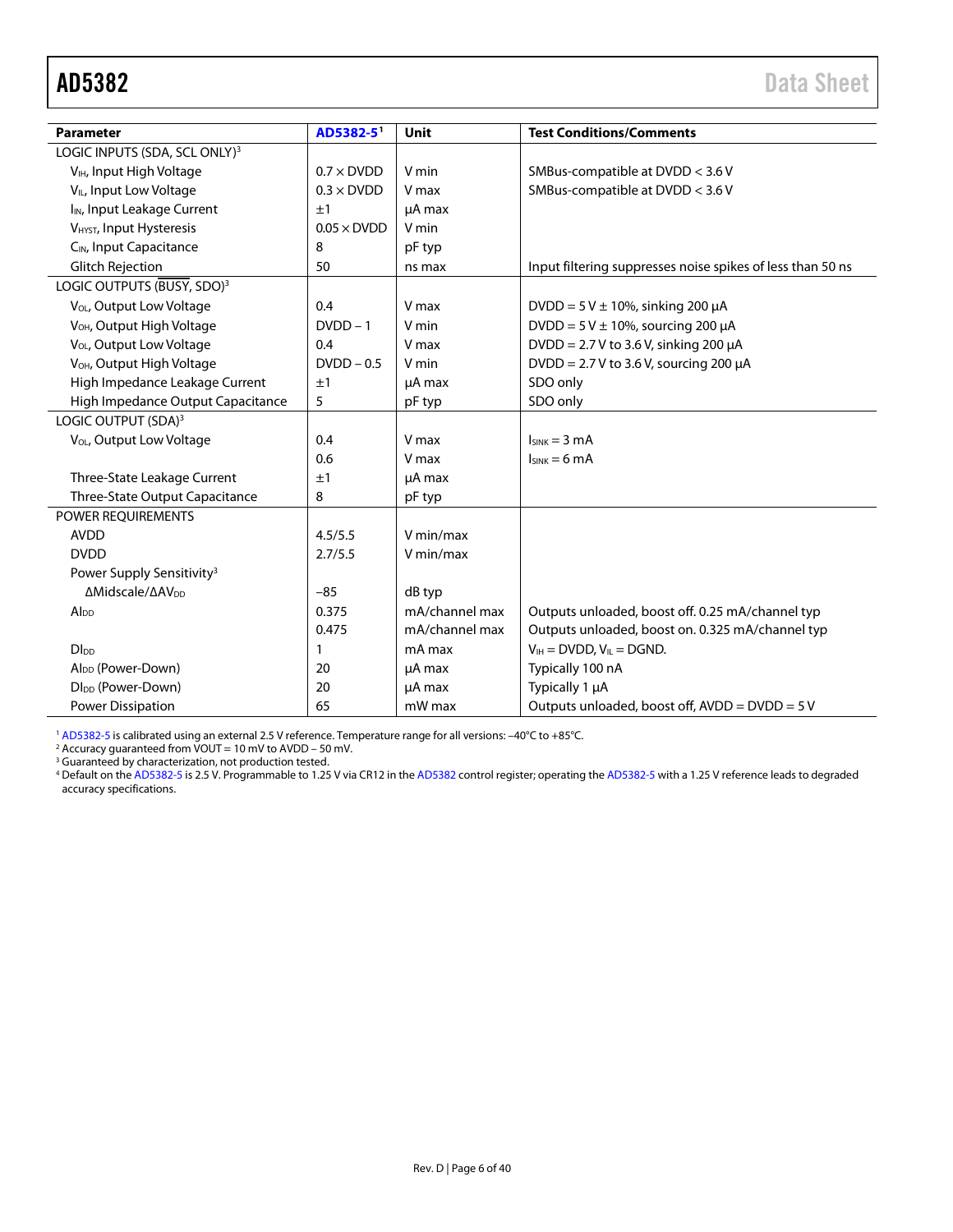| Parameter | AD5382-5[1] | Unit | Test Conditions/Comments |
|---|---|---|---|
| LOGIC INPUTS (SDA, SCL ONLY)[3] | | | |
| $V_{IH}$, Input High Voltage | 0.7 × DVDD | V min | SMBus-compatible at DVDD < 3.6 V |
| $V_{IL}$, Input Low Voltage | 0.3 × DVDD | V max | SMBus-compatible at DVDD < 3.6 V |
| $I_{IN}$, Input Leakage Current | ±1 | µA max | |
| $V_{HYST}$, Input Hysteresis | 0.05 × DVDD | V min | |
| $C_{IN}$, Input Capacitance | 8 | pF typ | |
| Glitch Rejection | 50 | ns max | Input filtering suppresses noise spikes of less than 50 ns |
| LOGIC OUTPUTS ($\overline{BUSY}$, SDO)[3] | | | |
| $V_{OL}$, Output Low Voltage | 0.4 | V max | DVDD = 5 V ± 10%, sinking 200 µA |
| $V_{OH}$, Output High Voltage | DVDD – 1 | V min | DVDD = 5 V ± 10%, sourcing 200 µA |
| $V_{OL}$, Output Low Voltage | 0.4 | V max | DVDD = 2.7 V to 3.6 V, sinking 200 µA |
| $V_{OH}$, Output High Voltage | DVDD – 0.5 | V min | DVDD = 2.7 V to 3.6 V, sourcing 200 µA |
| High Impedance Leakage Current | ±1 | µA max | SDO only |
| High Impedance Output Capacitance | 5 | pF typ | SDO only |
| LOGIC OUTPUT (SDA)[3] | | | |
| $V_{OL}$, Output Low Voltage | 0.4 | V max | $I_{SINK}$ = 3 mA |
| | 0.6 | V max | $I_{SINK}$ = 6 mA |
| Three-State Leakage Current | ±1 | µA max | |
| Three-State Output Capacitance | 8 | pF typ | |
| POWER REQUIREMENTS | | | |
| AVDD | 4.5/5.5 | V min/max | |
| DVDD | 2.7/5.5 | V min/max | |
| Power Supply Sensitivity[3] | | | |
| ΔMidscale/Δ$AV_{DD}$ | −85 | dB typ | |
| $AI_{DD}$ | 0.375 | mA/channel max | Outputs unloaded, boost off. 0.25 mA/channel typ |
| | 0.475 | mA/channel max | Outputs unloaded, boost on. 0.325 mA/channel typ |
| $DI_{DD}$ | 1 | mA max | $V_{IH}$ = DVDD, $V_{IL}$ = DGND. |
| $AI_{DD}$ (Power-Down) | 20 | µA max | Typically 100 nA |
| $DI_{DD}$ (Power-Down) | 20 | µA max | Typically 1 µA |
| Power Dissipation | 65 | mW max | Outputs unloaded, boost off, AVDD = DVDD = 5 V |

[1] AD5382-5 is calibrated using an external 2.5 V reference. Temperature range for all versions: −40°C to +85°C.
[2] Accuracy guaranteed from VOUT = 10 mV to AVDD – 50 mV.
[3] Guaranteed by characterization, not production tested.
[4] Default on the AD5382-5 is 2.5 V. Programmable to 1.25 V via CR12 in the AD5382 control register; operating the AD5382-5 with a 1.25 V reference leads to degraded accuracy specifications.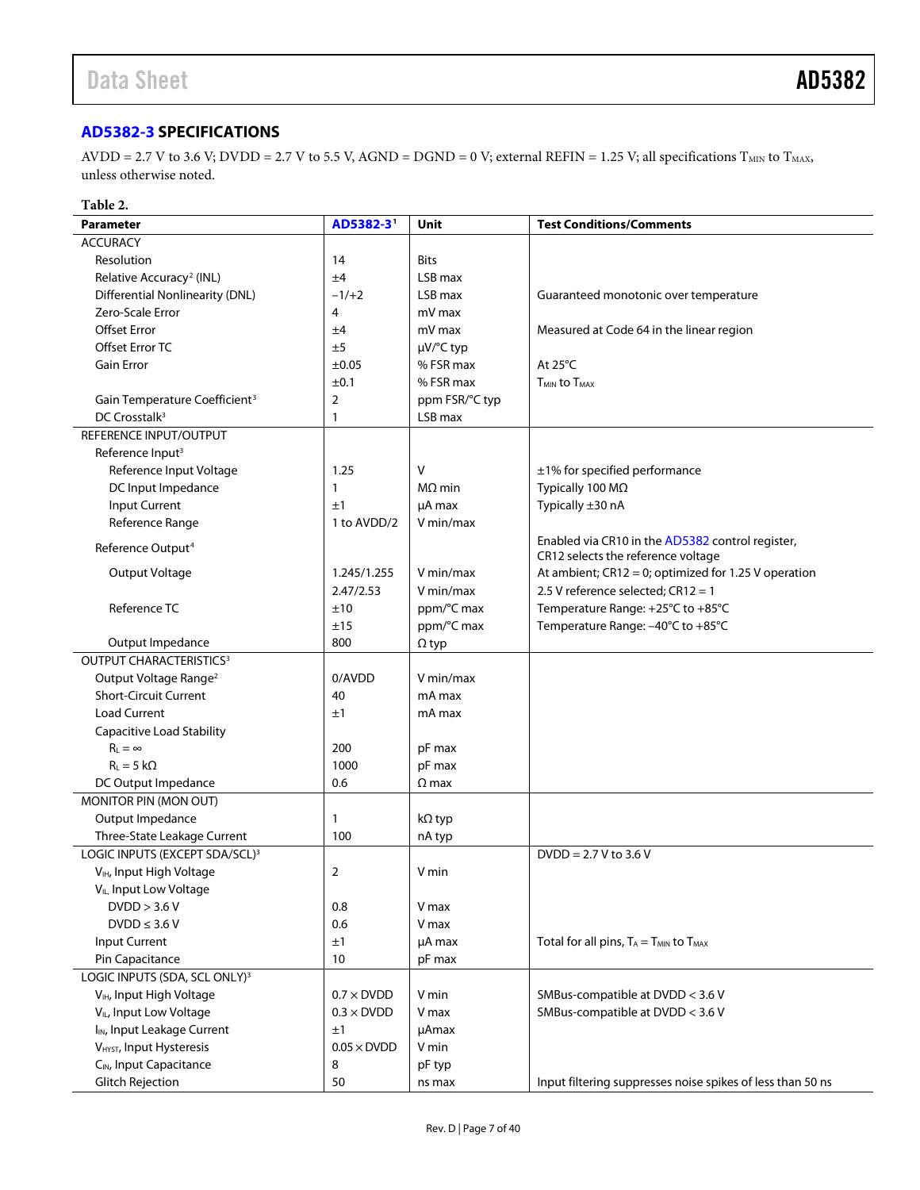## AD5382-3 SPECIFICATIONS

AVDD = 2.7 V to 3.6 V; DVDD = 2.7 V to 5.5 V, AGND = DGND = 0 V; external REFIN = 1.25 V; all specifications $T_{MIN}$ to $T_{MAX}$, unless otherwise noted.

Table 2.

| Parameter | AD5382-3[1] | Unit | Test Conditions/Comments |
|---|---|---|---|
| ACCURACY | | | |
| Resolution | 14 | Bits | |
| Relative Accuracy[2] (INL) | ±4 | LSB max | |
| Differential Nonlinearity (DNL) | −1/+2 | LSB max | Guaranteed monotonic over temperature |
| Zero-Scale Error | 4 | mV max | |
| Offset Error | ±4 | mV max | Measured at Code 64 in the linear region |
| Offset Error TC | ±5 | μV/°C typ | |
| Gain Error | ±0.05 | % FSR max | At 25°C |
| | ±0.1 | % FSR max | $T_{MIN}$ to $T_{MAX}$ |
| Gain Temperature Coefficient[3] | 2 | ppm FSR/°C typ | |
| DC Crosstalk[3] | 1 | LSB max | |
| REFERENCE INPUT/OUTPUT | | | |
| Reference Input[3] | | | |
| Reference Input Voltage | 1.25 | V | ±1% for specified performance |
| DC Input Impedance | 1 | MΩ min | Typically 100 MΩ |
| Input Current | ±1 | μA max | Typically ±30 nA |
| Reference Range | 1 to AVDD/2 | V min/max | |
| Reference Output[4] | | | Enabled via CR10 in the AD5382 control register, CR12 selects the reference voltage |
| Output Voltage | 1.245/1.255 | V min/max | At ambient; CR12 = 0; optimized for 1.25 V operation |
| | 2.47/2.53 | V min/max | 2.5 V reference selected; CR12 = 1 |
| Reference TC | ±10 | ppm/°C max | Temperature Range: +25°C to +85°C |
| | ±15 | ppm/°C max | Temperature Range: −40°C to +85°C |
| Output Impedance | 800 | Ω typ | |
| OUTPUT CHARACTERISTICS[3] | | | |
| Output Voltage Range[2] | 0/AVDD | V min/max | |
| Short-Circuit Current | 40 | mA max | |
| Load Current | ±1 | mA max | |
| Capacitive Load Stability | | | |
| $R_L = \infty$ | 200 | pF max | |
| $R_L = 5\ k\Omega$ | 1000 | pF max | |
| DC Output Impedance | 0.6 | Ω max | |
| MONITOR PIN (MON OUT) | | | |
| Output Impedance | 1 | kΩ typ | |
| Three-State Leakage Current | 100 | nA typ | |
| LOGIC INPUTS (EXCEPT SDA/SCL)[3] | | | DVDD = 2.7 V to 3.6 V |
| $V_{IH}$, Input High Voltage | 2 | V min | |
| $V_{IL}$, Input Low Voltage | | | |
| DVDD > 3.6 V | 0.8 | V max | |
| DVDD ≤ 3.6 V | 0.6 | V max | |
| Input Current | ±1 | μA max | Total for all pins, $T_A = T_{MIN}$ to $T_{MAX}$ |
| Pin Capacitance | 10 | pF max | |
| LOGIC INPUTS (SDA, SCL ONLY)[3] | | | |
| $V_{IH}$, Input High Voltage | 0.7 × DVDD | V min | SMBus-compatible at DVDD < 3.6 V |
| $V_{IL}$, Input Low Voltage | 0.3 × DVDD | V max | SMBus-compatible at DVDD < 3.6 V |
| $I_{IN}$, Input Leakage Current | ±1 | μAmax | |
| $V_{HYST}$, Input Hysteresis | 0.05 × DVDD | V min | |
| $C_{IN}$, Input Capacitance | 8 | pF typ | |
| Glitch Rejection | 50 | ns max | Input filtering suppresses noise spikes of less than 50 ns |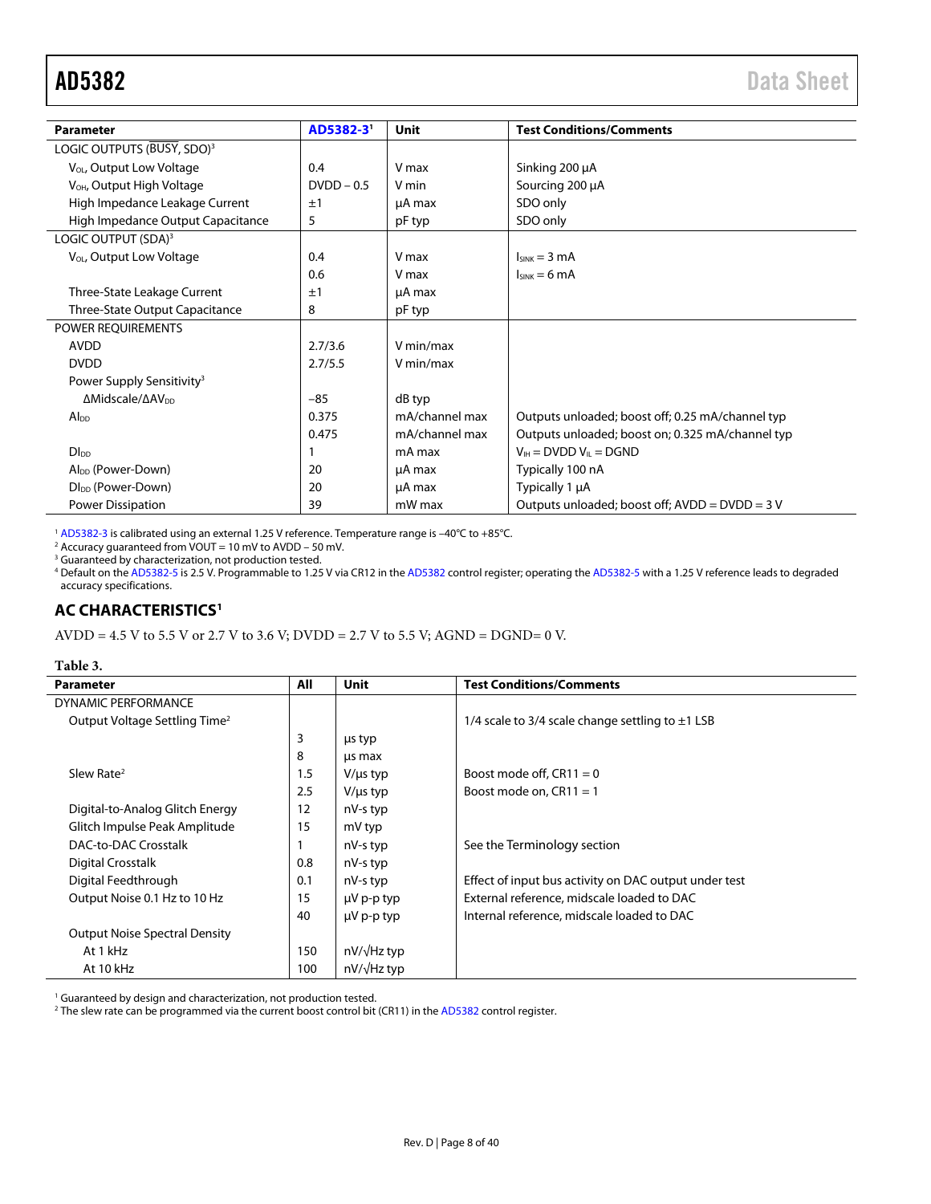| Parameter | AD5382-3[1] | Unit | Test Conditions/Comments |
|---|---|---|---|
| LOGIC OUTPUTS ($\overline{BUSY}$, SDO)[3] | | | |
| $V_{OL}$, Output Low Voltage | 0.4 | V max | Sinking 200 µA |
| $V_{OH}$, Output High Voltage | DVDD − 0.5 | V min | Sourcing 200 µA |
| High Impedance Leakage Current | ±1 | µA max | SDO only |
| High Impedance Output Capacitance | 5 | pF typ | SDO only |
| LOGIC OUTPUT (SDA)[3] | | | |
| $V_{OL}$, Output Low Voltage | 0.4 | V max | $I_{SINK}$ = 3 mA |
| | 0.6 | V max | $I_{SINK}$ = 6 mA |
| Three-State Leakage Current | ±1 | µA max | |
| Three-State Output Capacitance | 8 | pF typ | |
| POWER REQUIREMENTS | | | |
| AVDD | 2.7/3.6 | V min/max | |
| DVDD | 2.7/5.5 | V min/max | |
| Power Supply Sensitivity[3] | | | |
| ΔMidscale/Δ$AV_{DD}$ | −85 | dB typ | |
| $AI_{DD}$ | 0.375 | mA/channel max | Outputs unloaded; boost off; 0.25 mA/channel typ |
| | 0.475 | mA/channel max | Outputs unloaded; boost on; 0.325 mA/channel typ |
| $DI_{DD}$ | 1 | mA max | $V_{IH}$ = DVDD $V_{IL}$ = DGND |
| $AI_{DD}$ (Power-Down) | 20 | µA max | Typically 100 nA |
| $DI_{DD}$ (Power-Down) | 20 | µA max | Typically 1 µA |
| Power Dissipation | 39 | mW max | Outputs unloaded; boost off; AVDD = DVDD = 3 V |

[1] AD5382-3 is calibrated using an external 1.25 V reference. Temperature range is −40°C to +85°C.
[2] Accuracy guaranteed from VOUT = 10 mV to AVDD − 50 mV.
[3] Guaranteed by characterization, not production tested.
[4] Default on the AD5382-5 is 2.5 V. Programmable to 1.25 V via CR12 in the AD5382 control register; operating the AD5382-5 with a 1.25 V reference leads to degraded accuracy specifications.

## AC CHARACTERISTICS[1]

AVDD = 4.5 V to 5.5 V or 2.7 V to 3.6 V; DVDD = 2.7 V to 5.5 V; AGND = DGND= 0 V.

**Table 3.**

| Parameter | All | Unit | Test Conditions/Comments |
|---|---|---|---|
| DYNAMIC PERFORMANCE | | | |
| Output Voltage Settling Time[2] | | | 1/4 scale to 3/4 scale change settling to ±1 LSB |
| | 3 | µs typ | |
| | 8 | µs max | |
| Slew Rate[2] | 1.5 | V/µs typ | Boost mode off, CR11 = 0 |
| | 2.5 | V/µs typ | Boost mode on, CR11 = 1 |
| Digital-to-Analog Glitch Energy | 12 | nV-s typ | |
| Glitch Impulse Peak Amplitude | 15 | mV typ | |
| DAC-to-DAC Crosstalk | 1 | nV-s typ | See the Terminology section |
| Digital Crosstalk | 0.8 | nV-s typ | |
| Digital Feedthrough | 0.1 | nV-s typ | Effect of input bus activity on DAC output under test |
| Output Noise 0.1 Hz to 10 Hz | 15 | µV p-p typ | External reference, midscale loaded to DAC |
| | 40 | µV p-p typ | Internal reference, midscale loaded to DAC |
| Output Noise Spectral Density | | | |
| At 1 kHz | 150 | nV/√Hz typ | |
| At 10 kHz | 100 | nV/√Hz typ | |

[1] Guaranteed by design and characterization, not production tested.
[2] The slew rate can be programmed via the current boost control bit (CR11) in the AD5382 control register.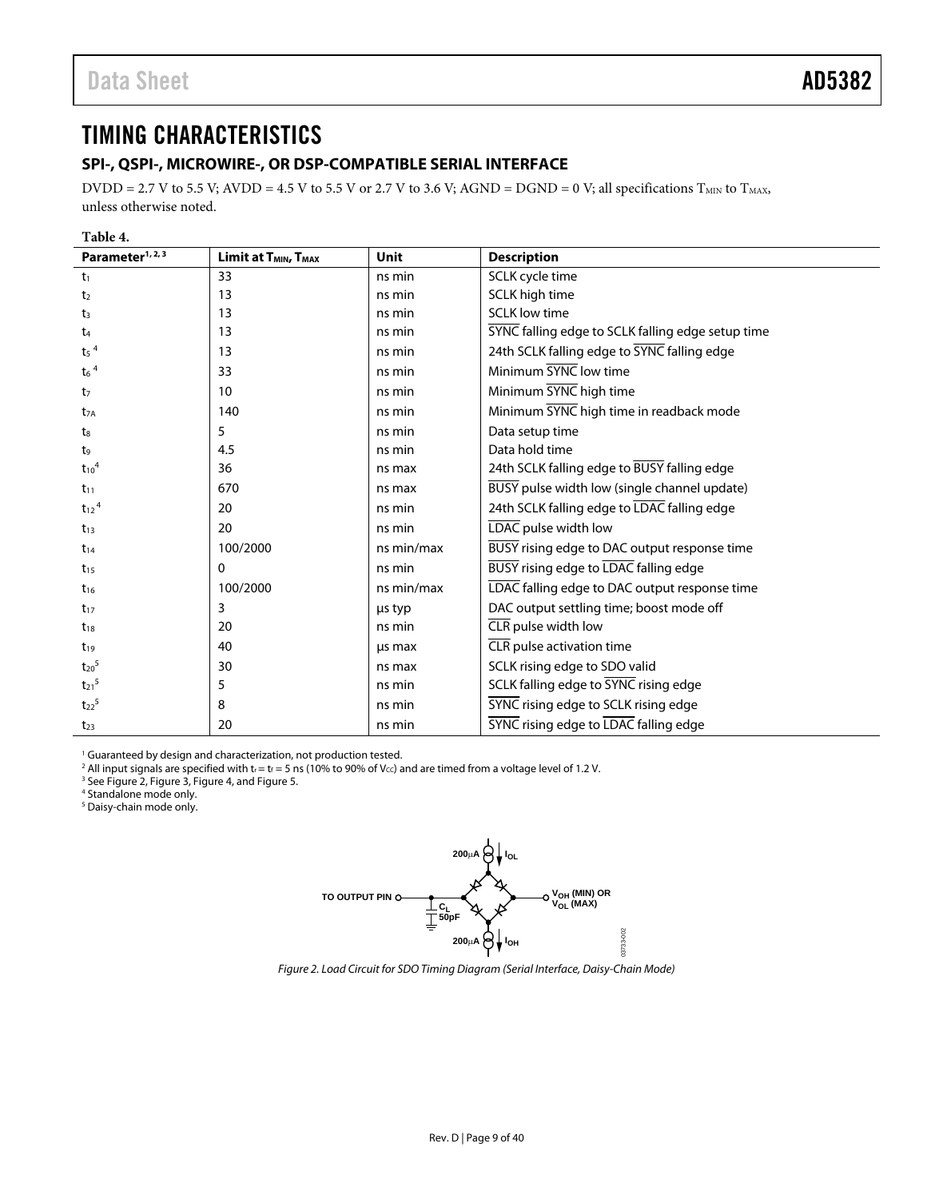# TIMING CHARACTERISTICS

## SPI-, QSPI-, MICROWIRE-, OR DSP-COMPATIBLE SERIAL INTERFACE

DVDD = 2.7 V to 5.5 V; AVDD = 4.5 V to 5.5 V or 2.7 V to 3.6 V; AGND = DGND = 0 V; all specifications $T_{MIN}$ to $T_{MAX}$, unless otherwise noted.

**Table 4.**

| Parameter[1, 2, 3] | Limit at $T_{MIN}$, $T_{MAX}$ | Unit | Description |
|---|---|---|---|
| $t_1$ | 33 | ns min | SCLK cycle time |
| $t_2$ | 13 | ns min | SCLK high time |
| $t_3$ | 13 | ns min | SCLK low time |
| $t_4$ | 13 | ns min | $\overline{\text{SYNC}}$ falling edge to SCLK falling edge setup time |
| $t_5$[4] | 13 | ns min | 24th SCLK falling edge to $\overline{\text{SYNC}}$ falling edge |
| $t_6$[4] | 33 | ns min | Minimum $\overline{\text{SYNC}}$ low time |
| $t_7$ | 10 | ns min | Minimum $\overline{\text{SYNC}}$ high time |
| $t_{7A}$ | 140 | ns min | Minimum $\overline{\text{SYNC}}$ high time in readback mode |
| $t_8$ | 5 | ns min | Data setup time |
| $t_9$ | 4.5 | ns min | Data hold time |
| $t_{10}$[4] | 36 | ns max | 24th SCLK falling edge to $\overline{\text{BUSY}}$ falling edge |
| $t_{11}$ | 670 | ns max | $\overline{\text{BUSY}}$ pulse width low (single channel update) |
| $t_{12}$[4] | 20 | ns min | 24th SCLK falling edge to $\overline{\text{LDAC}}$ falling edge |
| $t_{13}$ | 20 | ns min | $\overline{\text{LDAC}}$ pulse width low |
| $t_{14}$ | 100/2000 | ns min/max | $\overline{\text{BUSY}}$ rising edge to DAC output response time |
| $t_{15}$ | 0 | ns min | $\overline{\text{BUSY}}$ rising edge to $\overline{\text{LDAC}}$ falling edge |
| $t_{16}$ | 100/2000 | ns min/max | $\overline{\text{LDAC}}$ falling edge to DAC output response time |
| $t_{17}$ | 3 | µs typ | DAC output settling time; boost mode off |
| $t_{18}$ | 20 | ns min | $\overline{\text{CLR}}$ pulse width low |
| $t_{19}$ | 40 | µs max | $\overline{\text{CLR}}$ pulse activation time |
| $t_{20}$[5] | 30 | ns max | SCLK rising edge to SDO valid |
| $t_{21}$[5] | 5 | ns min | SCLK falling edge to $\overline{\text{SYNC}}$ rising edge |
| $t_{22}$[5] | 8 | ns min | $\overline{\text{SYNC}}$ rising edge to SCLK rising edge |
| $t_{23}$ | 20 | ns min | $\overline{\text{SYNC}}$ rising edge to $\overline{\text{LDAC}}$ falling edge |

[1] Guaranteed by design and characterization, not production tested.
[2] All input signals are specified with $t_r = t_f = 5$ ns (10% to 90% of $V_{CC}$) and are timed from a voltage level of 1.2 V.
[3] See Figure 2, Figure 3, Figure 4, and Figure 5.
[4] Standalone mode only.
[5] Daisy-chain mode only.

*Figure 2. Load Circuit for SDO Timing Diagram (Serial Interface, Daisy-Chain Mode)*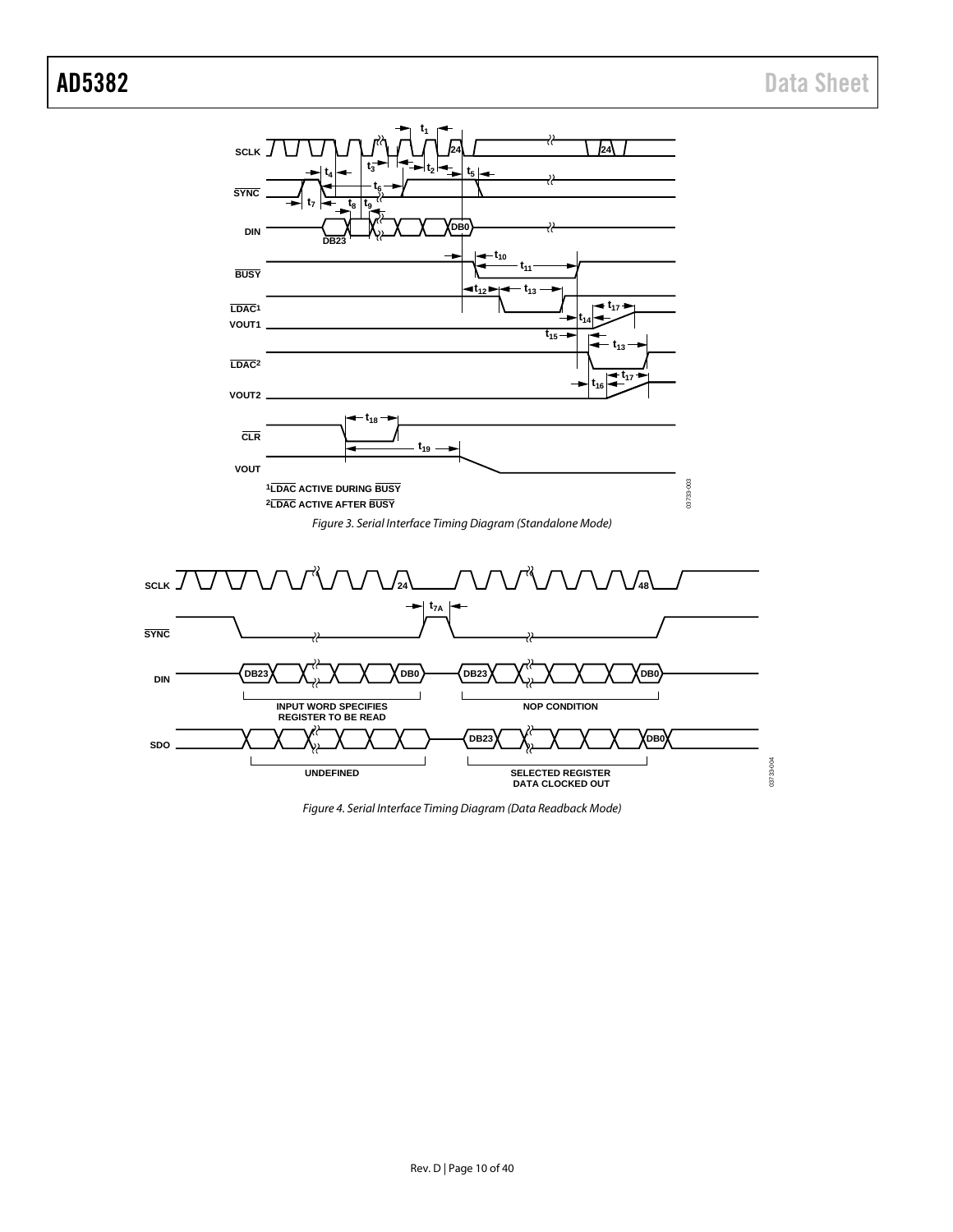Figure 3. Serial Interface Timing Diagram (Standalone Mode)

Figure 4. Serial Interface Timing Diagram (Data Readback Mode)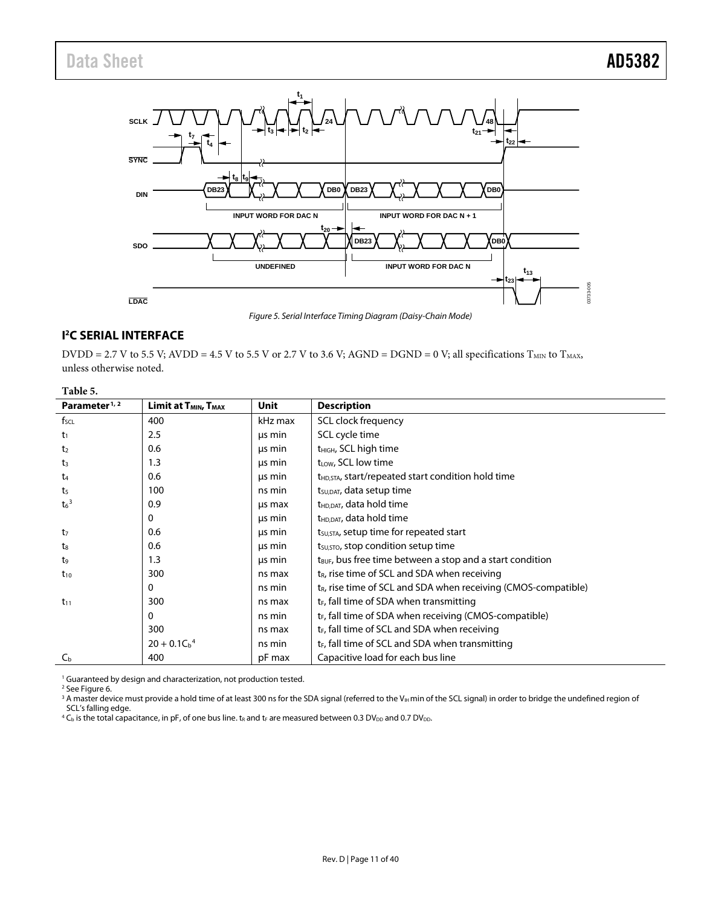Figure 5. Serial Interface Timing Diagram (Daisy-Chain Mode)

## I²C SERIAL INTERFACE

DVDD = 2.7 V to 5.5 V; AVDD = 4.5 V to 5.5 V or 2.7 V to 3.6 V; AGND = DGND = 0 V; all specifications $T_{MIN}$ to $T_{MAX}$, unless otherwise noted.

**Table 5.**

| Parameter[1, 2] | Limit at $T_{MIN}$, $T_{MAX}$ | Unit | Description |
|---|---|---|---|
| $f_{SCL}$ | 400 | kHz max | SCL clock frequency |
| $t_1$ | 2.5 | µs min | SCL cycle time |
| $t_2$ | 0.6 | µs min | $t_{HIGH}$, SCL high time |
| $t_3$ | 1.3 | µs min | $t_{LOW}$, SCL low time |
| $t_4$ | 0.6 | µs min | $t_{HD,STA}$, start/repeated start condition hold time |
| $t_5$ | 100 | ns min | $t_{SU,DAT}$, data setup time |
| $t_6$[3] | 0.9 | µs max | $t_{HD,DAT}$, data hold time |
| | 0 | µs min | $t_{HD,DAT}$, data hold time |
| $t_7$ | 0.6 | µs min | $t_{SU,STA}$, setup time for repeated start |
| $t_8$ | 0.6 | µs min | $t_{SU,STO}$, stop condition setup time |
| $t_9$ | 1.3 | µs min | $t_{BUF}$, bus free time between a stop and a start condition |
| $t_{10}$ | 300 | ns max | $t_R$, rise time of SCL and SDA when receiving |
| | 0 | ns min | $t_R$, rise time of SCL and SDA when receiving (CMOS-compatible) |
| $t_{11}$ | 300 | ns max | $t_F$, fall time of SDA when transmitting |
| | 0 | ns min | $t_F$, fall time of SDA when receiving (CMOS-compatible) |
| | 300 | ns max | $t_F$, fall time of SCL and SDA when receiving |
| | $20 + 0.1C_b$[4] | ns min | $t_F$, fall time of SCL and SDA when transmitting |
| $C_b$ | 400 | pF max | Capacitive load for each bus line |

[1] Guaranteed by design and characterization, not production tested.
[2] See Figure 6.
[3] A master device must provide a hold time of at least 300 ns for the SDA signal (referred to the $V_{IH}$ min of the SCL signal) in order to bridge the undefined region of SCL's falling edge.
[4] $C_b$ is the total capacitance, in pF, of one bus line. $t_R$ and $t_F$ are measured between 0.3 $DV_{DD}$ and 0.7 $DV_{DD}$.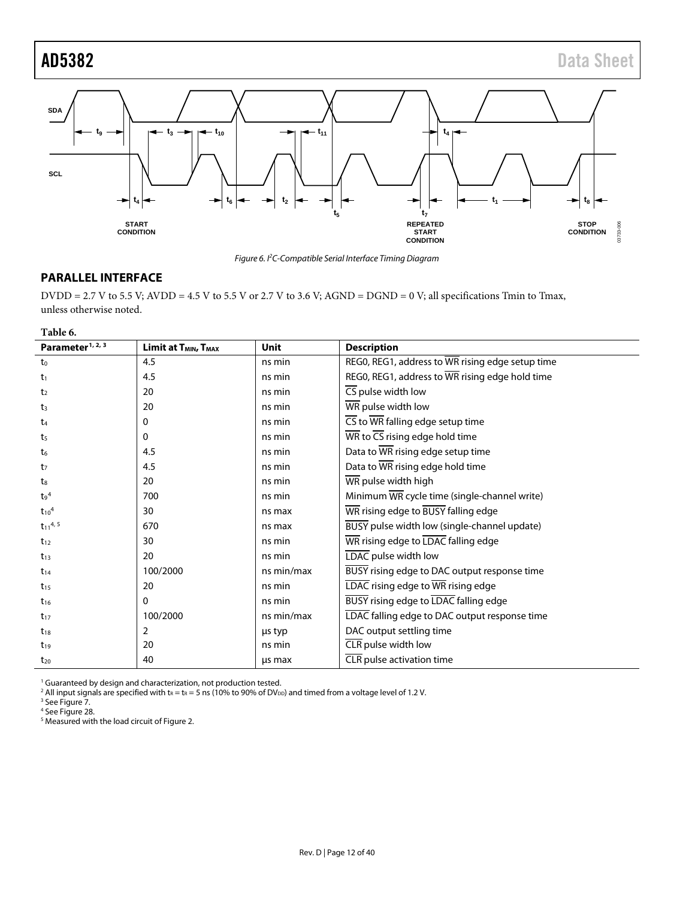Figure 6. I²C-Compatible Serial Interface Timing Diagram

## PARALLEL INTERFACE

DVDD = 2.7 V to 5.5 V; AVDD = 4.5 V to 5.5 V or 2.7 V to 3.6 V; AGND = DGND = 0 V; all specifications Tmin to Tmax, unless otherwise noted.

**Table 6.**

| Parameter[1, 2, 3] | Limit at $T_{MIN}$, $T_{MAX}$ | Unit | Description |
|---|---|---|---|
| $t_0$ | 4.5 | ns min | REG0, REG1, address to WR rising edge setup time |
| $t_1$ | 4.5 | ns min | REG0, REG1, address to WR rising edge hold time |
| $t_2$ | 20 | ns min | CS pulse width low |
| $t_3$ | 20 | ns min | WR pulse width low |
| $t_4$ | 0 | ns min | CS to WR falling edge setup time |
| $t_5$ | 0 | ns min | WR to CS rising edge hold time |
| $t_6$ | 4.5 | ns min | Data to WR rising edge setup time |
| $t_7$ | 4.5 | ns min | Data to WR rising edge hold time |
| $t_8$ | 20 | ns min | WR pulse width high |
| $t_9$[4] | 700 | ns min | Minimum WR cycle time (single-channel write) |
| $t_{10}$[4] | 30 | ns max | WR rising edge to BUSY falling edge |
| $t_{11}$[4, 5] | 670 | ns max | BUSY pulse width low (single-channel update) |
| $t_{12}$ | 30 | ns min | WR rising edge to LDAC falling edge |
| $t_{13}$ | 20 | ns min | LDAC pulse width low |
| $t_{14}$ | 100/2000 | ns min/max | BUSY rising edge to DAC output response time |
| $t_{15}$ | 20 | ns min | LDAC rising edge to WR rising edge |
| $t_{16}$ | 0 | ns min | BUSY rising edge to LDAC falling edge |
| $t_{17}$ | 100/2000 | ns min/max | LDAC falling edge to DAC output response time |
| $t_{18}$ | 2 | µs typ | DAC output settling time |
| $t_{19}$ | 20 | ns min | CLR pulse width low |
| $t_{20}$ | 40 | µs max | CLR pulse activation time |

[1] Guaranteed by design and characterization, not production tested.
[2] All input signals are specified with $t_R = t_F = 5$ ns (10% to 90% of $DV_{DD}$) and timed from a voltage level of 1.2 V.
[3] See Figure 7.
[4] See Figure 28.
[5] Measured with the load circuit of Figure 2.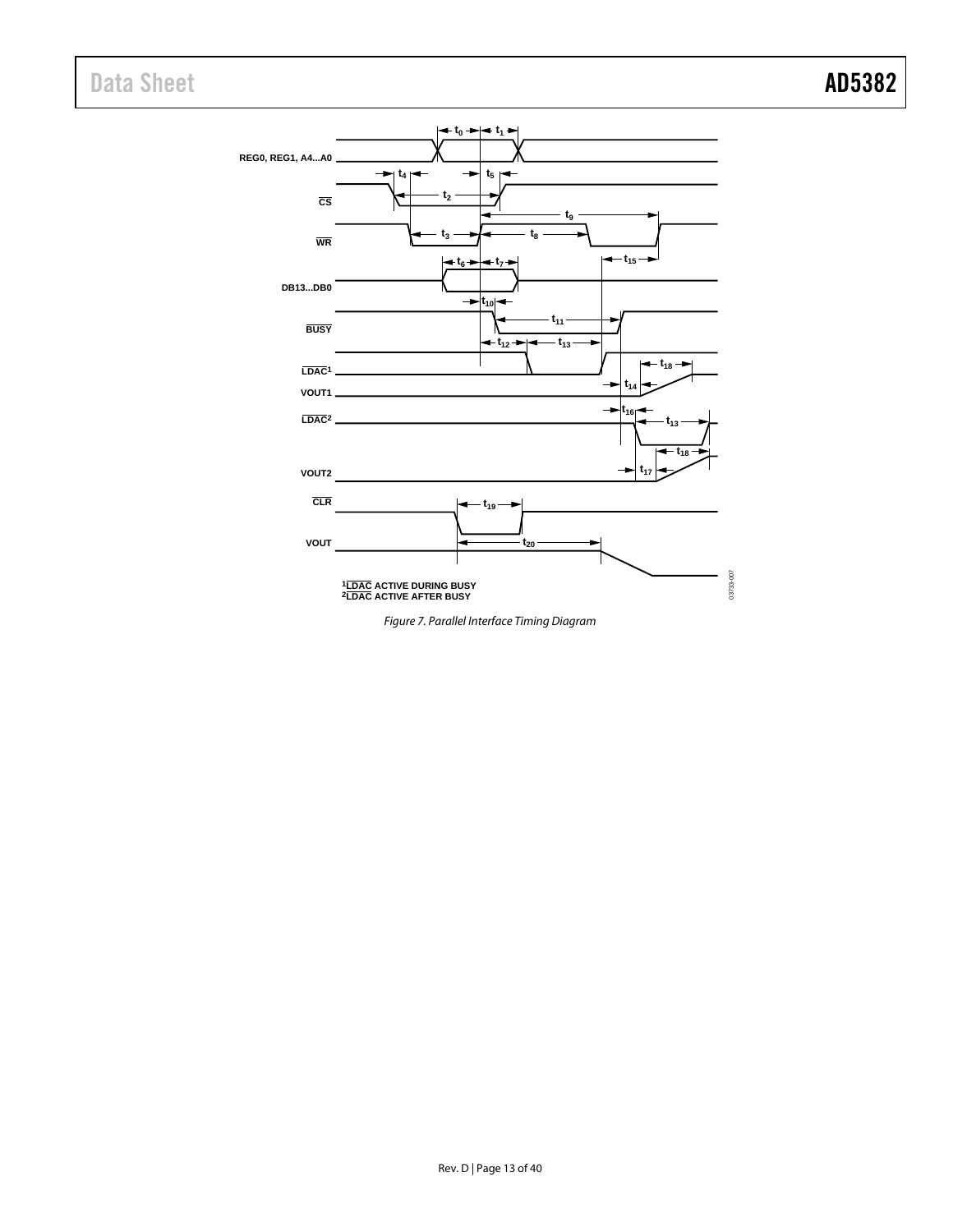Figure 7. Parallel Interface Timing Diagram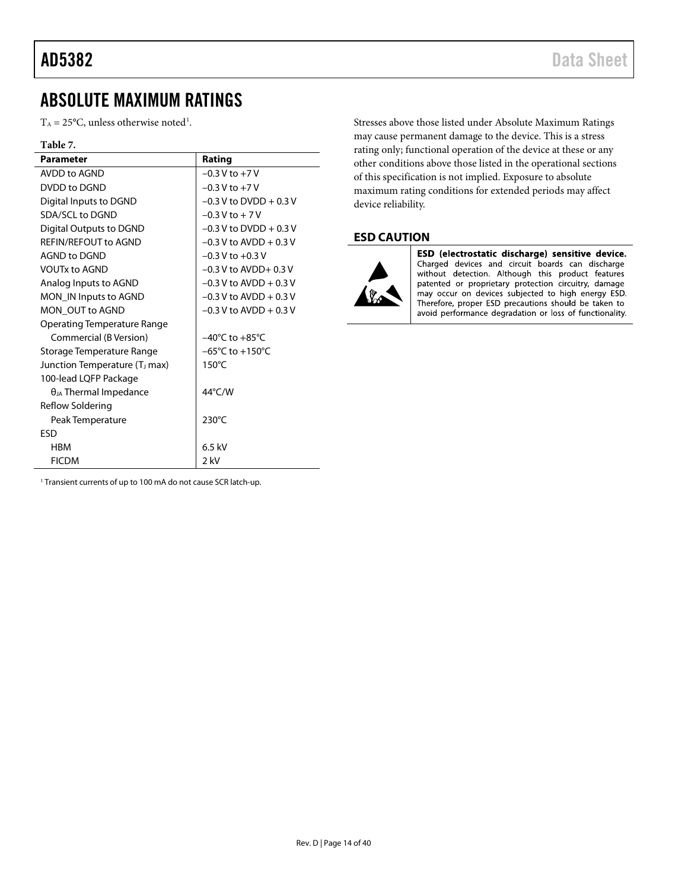# ABSOLUTE MAXIMUM RATINGS

$T_A$ = 25°C, unless otherwise noted[1].

**Table 7.**

| Parameter | Rating |
|---|---|
| AVDD to AGND | −0.3 V to +7 V |
| DVDD to DGND | −0.3 V to +7 V |
| Digital Inputs to DGND | −0.3 V to DVDD + 0.3 V |
| SDA/SCL to DGND | −0.3 V to + 7 V |
| Digital Outputs to DGND | −0.3 V to DVDD + 0.3 V |
| REFIN/REFOUT to AGND | −0.3 V to AVDD + 0.3 V |
| AGND to DGND | −0.3 V to +0.3 V |
| VOUTx to AGND | −0.3 V to AVDD+ 0.3 V |
| Analog Inputs to AGND | −0.3 V to AVDD + 0.3 V |
| MON_IN Inputs to AGND | −0.3 V to AVDD + 0.3 V |
| MON_OUT to AGND | −0.3 V to AVDD + 0.3 V |
| Operating Temperature Range | |
| Commercial (B Version) | −40°C to +85°C |
| Storage Temperature Range | −65°C to +150°C |
| Junction Temperature ($T_J$ max) | 150°C |
| 100-lead LQFP Package | |
| $\theta_{JA}$ Thermal Impedance | 44°C/W |
| Reflow Soldering | |
| Peak Temperature | 230°C |
| ESD | |
| HBM | 6.5 kV |
| FICDM | 2 kV |

[1] Transient currents of up to 100 mA do not cause SCR latch-up.

Stresses above those listed under Absolute Maximum Ratings may cause permanent damage to the device. This is a stress rating only; functional operation of the device at these or any other conditions above those listed in the operational sections of this specification is not implied. Exposure to absolute maximum rating conditions for extended periods may affect device reliability.

## ESD CAUTION

**ESD (electrostatic discharge) sensitive device.** Charged devices and circuit boards can discharge without detection. Although this product features patented or proprietary protection circuitry, damage may occur on devices subjected to high energy ESD. Therefore, proper ESD precautions should be taken to avoid performance degradation or loss of functionality.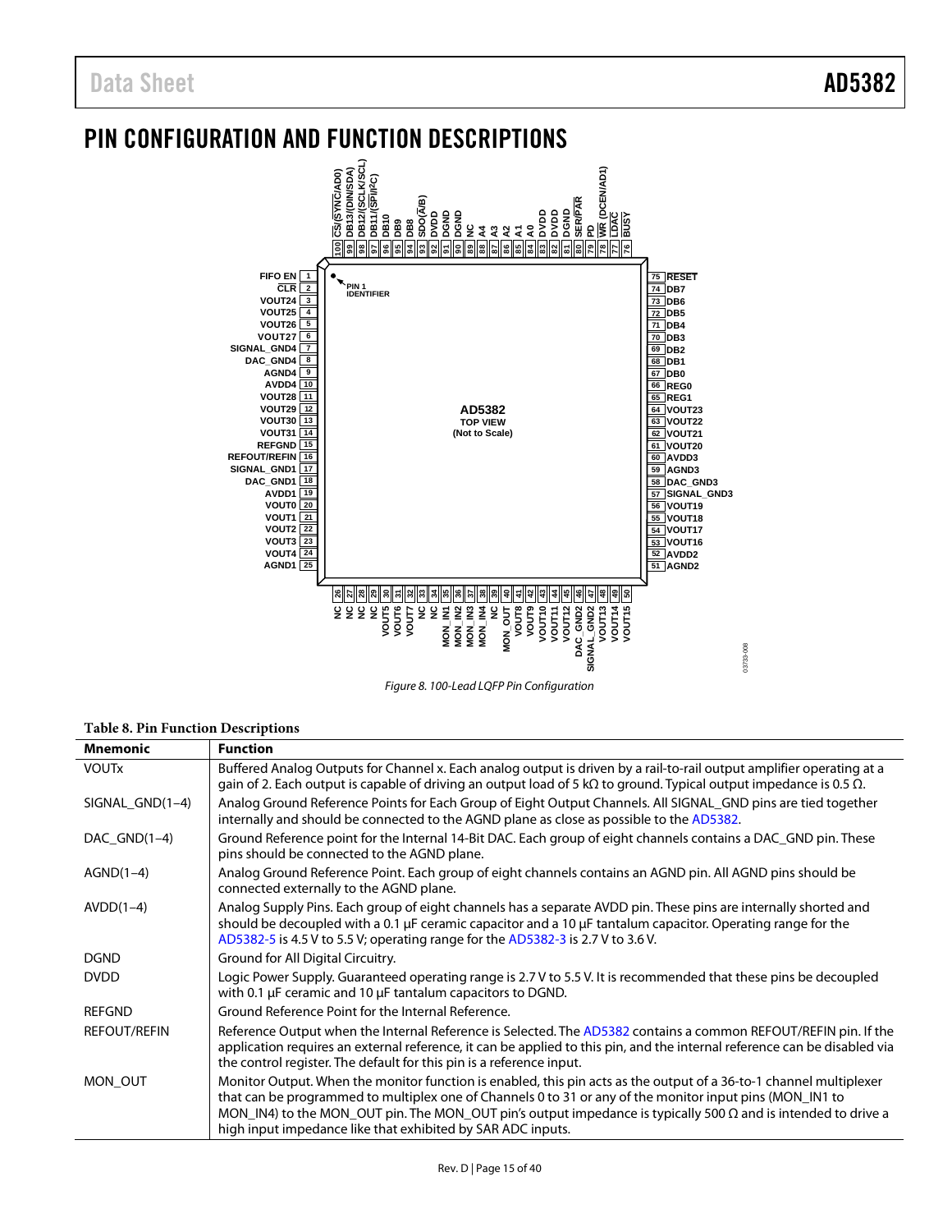## PIN CONFIGURATION AND FUNCTION DESCRIPTIONS

*Figure 8. 100-Lead LQFP Pin Configuration*

**Table 8. Pin Function Descriptions**

| Mnemonic | Function |
|---|---|
| VOUTx | Buffered Analog Outputs for Channel x. Each analog output is driven by a rail-to-rail output amplifier operating at a gain of 2. Each output is capable of driving an output load of 5 kΩ to ground. Typical output impedance is 0.5 Ω. |
| SIGNAL_GND(1–4) | Analog Ground Reference Points for Each Group of Eight Output Channels. All SIGNAL_GND pins are tied together internally and should be connected to the AGND plane as close as possible to the AD5382. |
| DAC_GND(1–4) | Ground Reference point for the Internal 14-Bit DAC. Each group of eight channels contains a DAC_GND pin. These pins should be connected to the AGND plane. |
| AGND(1–4) | Analog Ground Reference Point. Each group of eight channels contains an AGND pin. All AGND pins should be connected externally to the AGND plane. |
| AVDD(1–4) | Analog Supply Pins. Each group of eight channels has a separate AVDD pin. These pins are internally shorted and should be decoupled with a 0.1 µF ceramic capacitor and a 10 µF tantalum capacitor. Operating range for the AD5382-5 is 4.5 V to 5.5 V; operating range for the AD5382-3 is 2.7 V to 3.6 V. |
| DGND | Ground for All Digital Circuitry. |
| DVDD | Logic Power Supply. Guaranteed operating range is 2.7 V to 5.5 V. It is recommended that these pins be decoupled with 0.1 µF ceramic and 10 µF tantalum capacitors to DGND. |
| REFGND | Ground Reference Point for the Internal Reference. |
| REFOUT/REFIN | Reference Output when the Internal Reference is Selected. The AD5382 contains a common REFOUT/REFIN pin. If the application requires an external reference, it can be applied to this pin, and the internal reference can be disabled via the control register. The default for this pin is a reference input. |
| MON_OUT | Monitor Output. When the monitor function is enabled, this pin acts as the output of a 36-to-1 channel multiplexer that can be programmed to multiplex one of Channels 0 to 31 or any of the monitor input pins (MON_IN1 to MON_IN4) to the MON_OUT pin. The MON_OUT pin's output impedance is typically 500 Ω and is intended to drive a high input impedance like that exhibited by SAR ADC inputs. |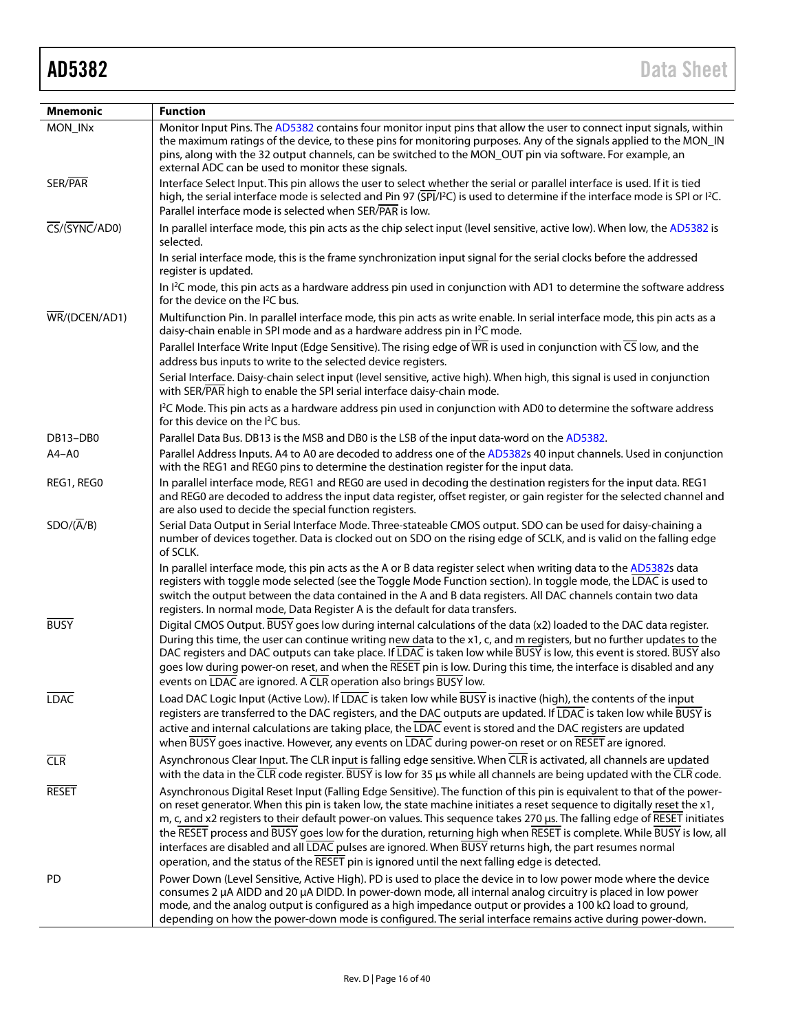| Mnemonic | Function |
|---|---|
| MON_INx | Monitor Input Pins. The AD5382 contains four monitor input pins that allow the user to connect input signals, within the maximum ratings of the device, to these pins for monitoring purposes. Any of the signals applied to the MON_IN pins, along with the 32 output channels, can be switched to the MON_OUT pin via software. For example, an external ADC can be used to monitor these signals. |
| SER/PAR | Interface Select Input. This pin allows the user to select whether the serial or parallel interface is used. If it is tied high, the serial interface mode is selected and Pin 97 (SPI/I²C) is used to determine if the interface mode is SPI or I²C. Parallel interface mode is selected when SER/PAR is low. |
| CS/(SYNC/AD0) | In parallel interface mode, this pin acts as the chip select input (level sensitive, active low). When low, the AD5382 is selected. |
| | In serial interface mode, this is the frame synchronization input signal for the serial clocks before the addressed register is updated. |
| | In I²C mode, this pin acts as a hardware address pin used in conjunction with AD1 to determine the software address for the device on the I²C bus. |
| WR/(DCEN/AD1) | Multifunction Pin. In parallel interface mode, this pin acts as write enable. In serial interface mode, this pin acts as a daisy-chain enable in SPI mode and as a hardware address pin in I²C mode. |
| | Parallel Interface Write Input (Edge Sensitive). The rising edge of WR is used in conjunction with CS low, and the address bus inputs to write to the selected device registers. |
| | Serial Interface. Daisy-chain select input (level sensitive, active high). When high, this signal is used in conjunction with SER/PAR high to enable the SPI serial interface daisy-chain mode. |
| | I²C Mode. This pin acts as a hardware address pin used in conjunction with AD0 to determine the software address for this device on the I²C bus. |
| DB13–DB0 | Parallel Data Bus. DB13 is the MSB and DB0 is the LSB of the input data-word on the AD5382. |
| A4–A0 | Parallel Address Inputs. A4 to A0 are decoded to address one of the AD5382s 40 input channels. Used in conjunction with the REG1 and REG0 pins to determine the destination register for the input data. |
| REG1, REG0 | In parallel interface mode, REG1 and REG0 are used in decoding the destination registers for the input data. REG1 and REG0 are decoded to address the input data register, offset register, or gain register for the selected channel and are also used to decide the special function registers. |
| SDO/(A/B) | Serial Data Output in Serial Interface Mode. Three-stateable CMOS output. SDO can be used for daisy-chaining a number of devices together. Data is clocked out on SDO on the rising edge of SCLK, and is valid on the falling edge of SCLK. |
| | In parallel interface mode, this pin acts as the A or B data register select when writing data to the AD5382s data registers with toggle mode selected (see the Toggle Mode Function section). In toggle mode, the LDAC is used to switch the output between the data contained in the A and B data registers. All DAC channels contain two data registers. In normal mode, Data Register A is the default for data transfers. |
| BUSY | Digital CMOS Output. BUSY goes low during internal calculations of the data (x2) loaded to the DAC data register. During this time, the user can continue writing new data to the x1, c, and m registers, but no further updates to the DAC registers and DAC outputs can take place. If LDAC is taken low while BUSY is low, this event is stored. BUSY also goes low during power-on reset, and when the RESET pin is low. During this time, the interface is disabled and any events on LDAC are ignored. A CLR operation also brings BUSY low. |
| LDAC | Load DAC Logic Input (Active Low). If LDAC is taken low while BUSY is inactive (high), the contents of the input registers are transferred to the DAC registers, and the DAC outputs are updated. If LDAC is taken low while BUSY is active and internal calculations are taking place, the LDAC event is stored and the DAC registers are updated when BUSY goes inactive. However, any events on LDAC during power-on reset or on RESET are ignored. |
| CLR | Asynchronous Clear Input. The CLR input is falling edge sensitive. When CLR is activated, all channels are updated with the data in the CLR code register. BUSY is low for 35 µs while all channels are being updated with the CLR code. |
| RESET | Asynchronous Digital Reset Input (Falling Edge Sensitive). The function of this pin is equivalent to that of the power-on reset generator. When this pin is taken low, the state machine initiates a reset sequence to digitally reset the x1, m, c, and x2 registers to their default power-on values. This sequence takes 270 µs. The falling edge of RESET initiates the RESET process and BUSY goes low for the duration, returning high when RESET is complete. While BUSY is low, all interfaces are disabled and all LDAC pulses are ignored. When BUSY returns high, the part resumes normal operation, and the status of the RESET pin is ignored until the next falling edge is detected. |
| PD | Power Down (Level Sensitive, Active High). PD is used to place the device in to low power mode where the device consumes 2 µA AIDD and 20 µA DIDD. In power-down mode, all internal analog circuitry is placed in low power mode, and the analog output is configured as a high impedance output or provides a 100 kΩ load to ground, depending on how the power-down mode is configured. The serial interface remains active during power-down. |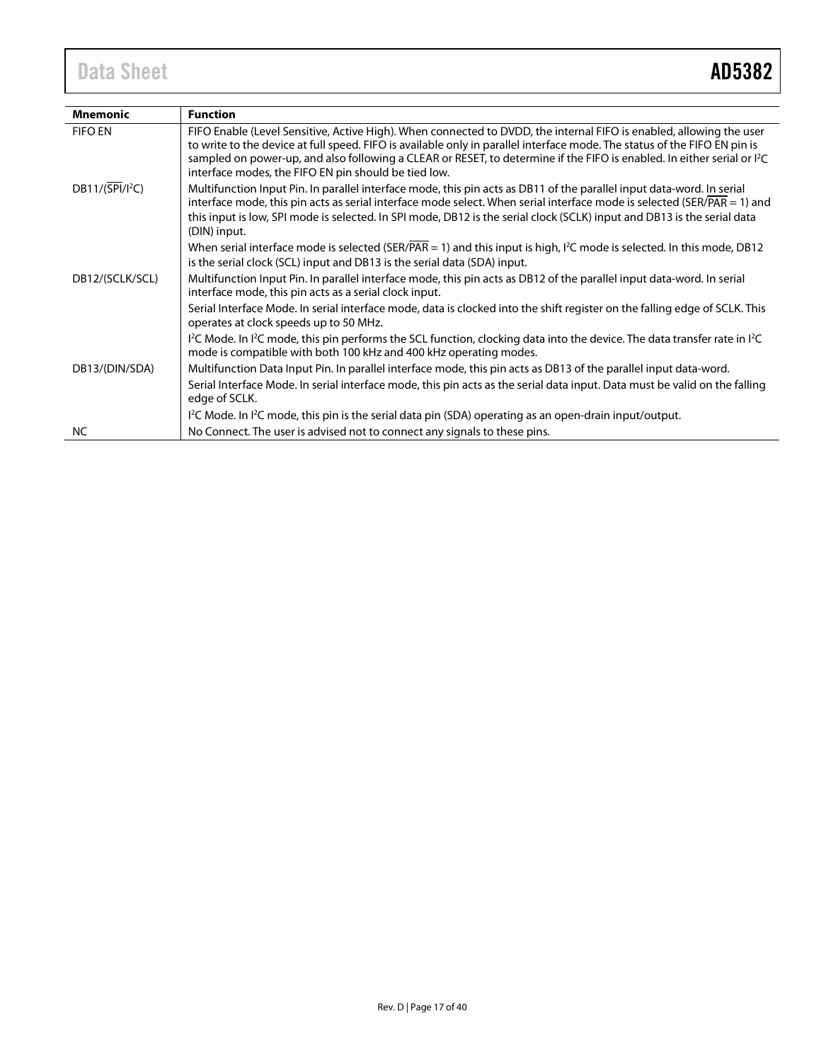| Mnemonic | Function |
|---|---|
| FIFO EN | FIFO Enable (Level Sensitive, Active High). When connected to DVDD, the internal FIFO is enabled, allowing the user to write to the device at full speed. FIFO is available only in parallel interface mode. The status of the FIFO EN pin is sampled on power-up, and also following a CLEAR or RESET, to determine if the FIFO is enabled. In either serial or I²C interface modes, the FIFO EN pin should be tied low. |
| DB11/($\overline{\text{SPI}}$/I²C) | Multifunction Input Pin. In parallel interface mode, this pin acts as DB11 of the parallel input data-word. In serial interface mode, this pin acts as serial interface mode select. When serial interface mode is selected (SER/$\overline{\text{PAR}}$ = 1) and this input is low, SPI mode is selected. In SPI mode, DB12 is the serial clock (SCLK) input and DB13 is the serial data (DIN) input. |
| | When serial interface mode is selected (SER/$\overline{\text{PAR}}$ = 1) and this input is high, I²C mode is selected. In this mode, DB12 is the serial clock (SCL) input and DB13 is the serial data (SDA) input. |
| DB12/(SCLK/SCL) | Multifunction Input Pin. In parallel interface mode, this pin acts as DB12 of the parallel input data-word. In serial interface mode, this pin acts as a serial clock input. |
| | Serial Interface Mode. In serial interface mode, data is clocked into the shift register on the falling edge of SCLK. This operates at clock speeds up to 50 MHz. |
| | I²C Mode. In I²C mode, this pin performs the SCL function, clocking data into the device. The data transfer rate in I²C mode is compatible with both 100 kHz and 400 kHz operating modes. |
| DB13/(DIN/SDA) | Multifunction Data Input Pin. In parallel interface mode, this pin acts as DB13 of the parallel input data-word. |
| | Serial Interface Mode. In serial interface mode, this pin acts as the serial data input. Data must be valid on the falling edge of SCLK. |
| | I²C Mode. In I²C mode, this pin is the serial data pin (SDA) operating as an open-drain input/output. |
| NC | No Connect. The user is advised not to connect any signals to these pins. |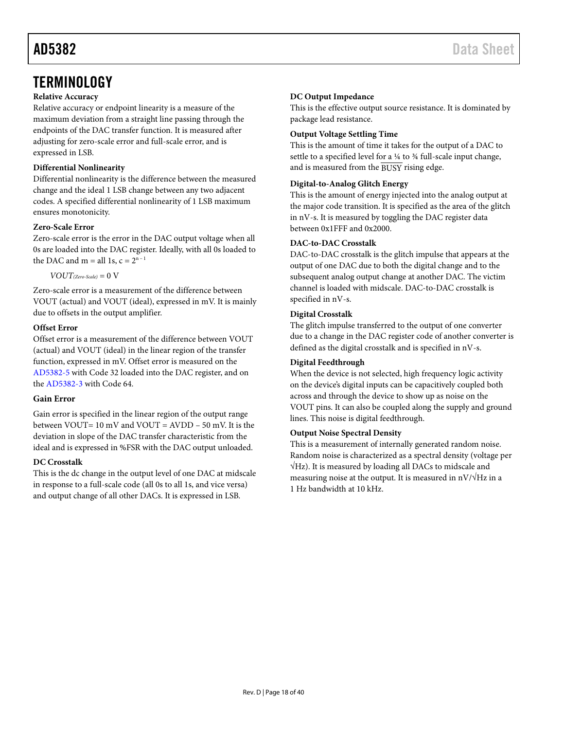## TERMINOLOGY

### Relative Accuracy

Relative accuracy or endpoint linearity is a measure of the maximum deviation from a straight line passing through the endpoints of the DAC transfer function. It is measured after adjusting for zero-scale error and full-scale error, and is expressed in LSB.

### Differential Nonlinearity

Differential nonlinearity is the difference between the measured change and the ideal 1 LSB change between any two adjacent codes. A specified differential nonlinearity of 1 LSB maximum ensures monotonicity.

### Zero-Scale Error

Zero-scale error is the error in the DAC output voltage when all 0s are loaded into the DAC register. Ideally, with all 0s loaded to the DAC and m = all 1s, $c = 2^{n-1}$

$$VOUT_{(Zero\text{-}Scale)} = 0 \text{ V}$$

Zero-scale error is a measurement of the difference between VOUT (actual) and VOUT (ideal), expressed in mV. It is mainly due to offsets in the output amplifier.

### Offset Error

Offset error is a measurement of the difference between VOUT (actual) and VOUT (ideal) in the linear region of the transfer function, expressed in mV. Offset error is measured on the AD5382-5 with Code 32 loaded into the DAC register, and on the AD5382-3 with Code 64.

### Gain Error

Gain error is specified in the linear region of the output range between VOUT= 10 mV and VOUT = AVDD − 50 mV. It is the deviation in slope of the DAC transfer characteristic from the ideal and is expressed in %FSR with the DAC output unloaded.

### DC Crosstalk

This is the dc change in the output level of one DAC at midscale in response to a full-scale code (all 0s to all 1s, and vice versa) and output change of all other DACs. It is expressed in LSB.

### DC Output Impedance

This is the effective output source resistance. It is dominated by package lead resistance.

### Output Voltage Settling Time

This is the amount of time it takes for the output of a DAC to settle to a specified level for a ¼ to ¾ full-scale input change, and is measured from the $\overline{\text{BUSY}}$ rising edge.

### Digital-to-Analog Glitch Energy

This is the amount of energy injected into the analog output at the major code transition. It is specified as the area of the glitch in nV-s. It is measured by toggling the DAC register data between 0x1FFF and 0x2000.

### DAC-to-DAC Crosstalk

DAC-to-DAC crosstalk is the glitch impulse that appears at the output of one DAC due to both the digital change and to the subsequent analog output change at another DAC. The victim channel is loaded with midscale. DAC-to-DAC crosstalk is specified in nV-s.

### Digital Crosstalk

The glitch impulse transferred to the output of one converter due to a change in the DAC register code of another converter is defined as the digital crosstalk and is specified in nV-s.

### Digital Feedthrough

When the device is not selected, high frequency logic activity on the device's digital inputs can be capacitively coupled both across and through the device to show up as noise on the VOUT pins. It can also be coupled along the supply and ground lines. This noise is digital feedthrough.

### Output Noise Spectral Density

This is a measurement of internally generated random noise. Random noise is characterized as a spectral density (voltage per √Hz). It is measured by loading all DACs to midscale and measuring noise at the output. It is measured in nV/√Hz in a 1 Hz bandwidth at 10 kHz.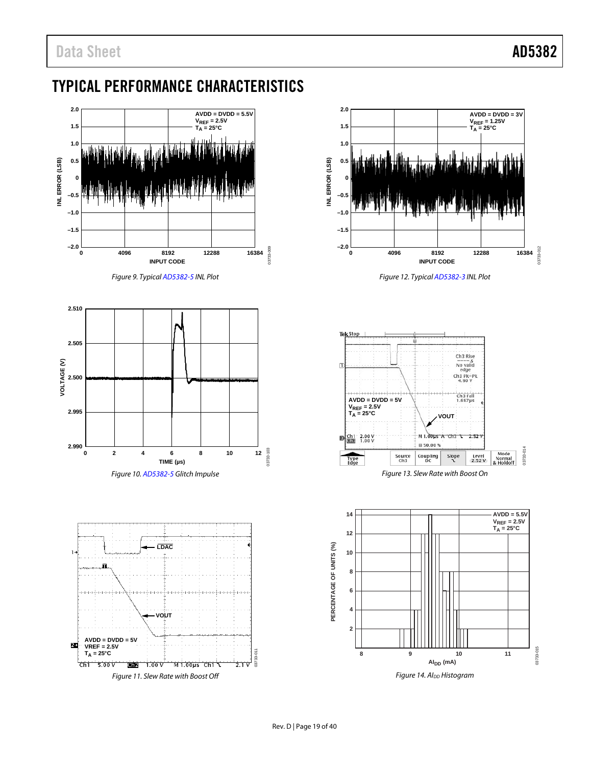# TYPICAL PERFORMANCE CHARACTERISTICS

Figure 9. Typical AD5382-5 INL Plot

Figure 12. Typical AD5382-3 INL Plot

Figure 10. AD5382-5 Glitch Impulse

Figure 13. Slew Rate with Boost On

Figure 11. Slew Rate with Boost Off

Figure 14. $AI_{DD}$ Histogram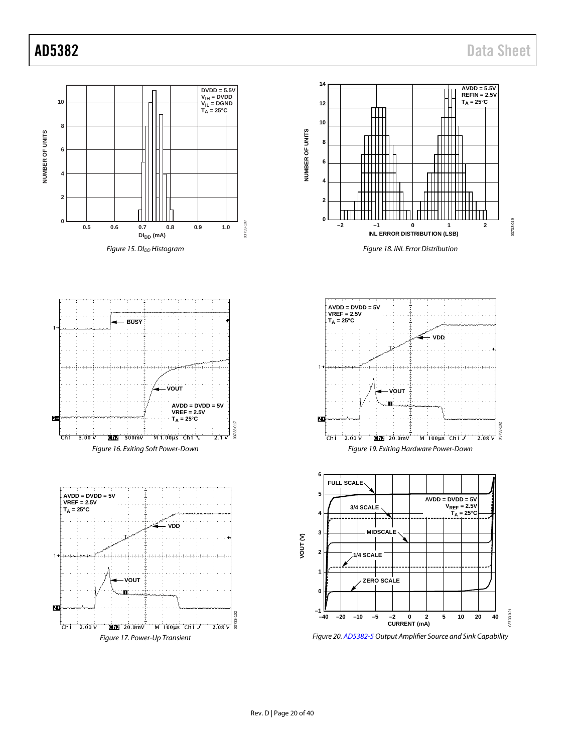Figure 15. $DI_{DD}$ Histogram

Figure 18. INL Error Distribution

Figure 16. Exiting Soft Power-Down

Figure 19. Exiting Hardware Power-Down

Figure 17. Power-Up Transient

Figure 20. AD5382-5 Output Amplifier Source and Sink Capability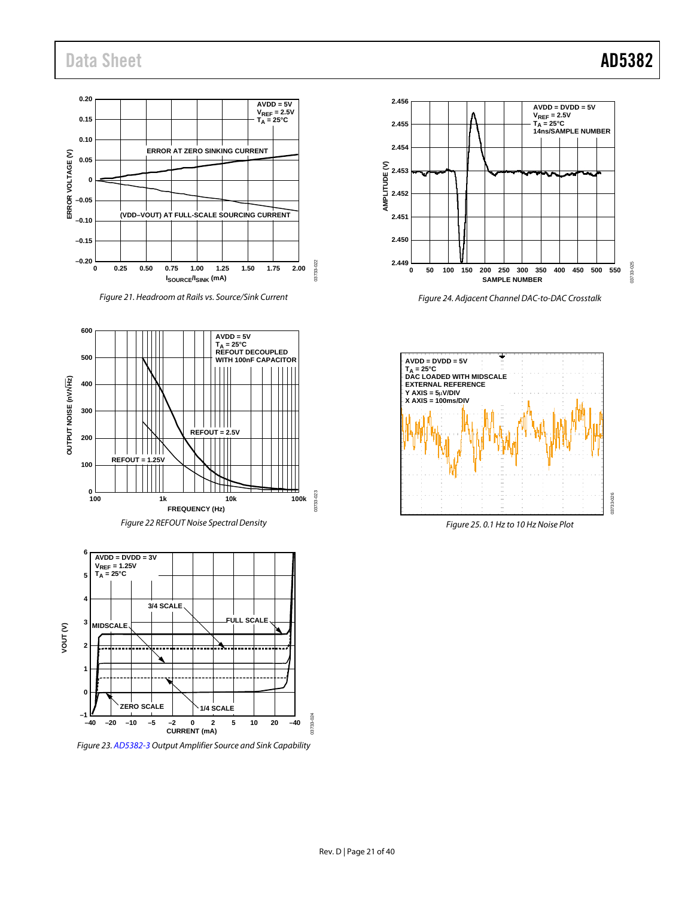Figure 21. Headroom at Rails vs. Source/Sink Current

Figure 22 REFOUT Noise Spectral Density

Figure 23. AD5382-3 Output Amplifier Source and Sink Capability

Figure 24. Adjacent Channel DAC-to-DAC Crosstalk

Figure 25. 0.1 Hz to 10 Hz Noise Plot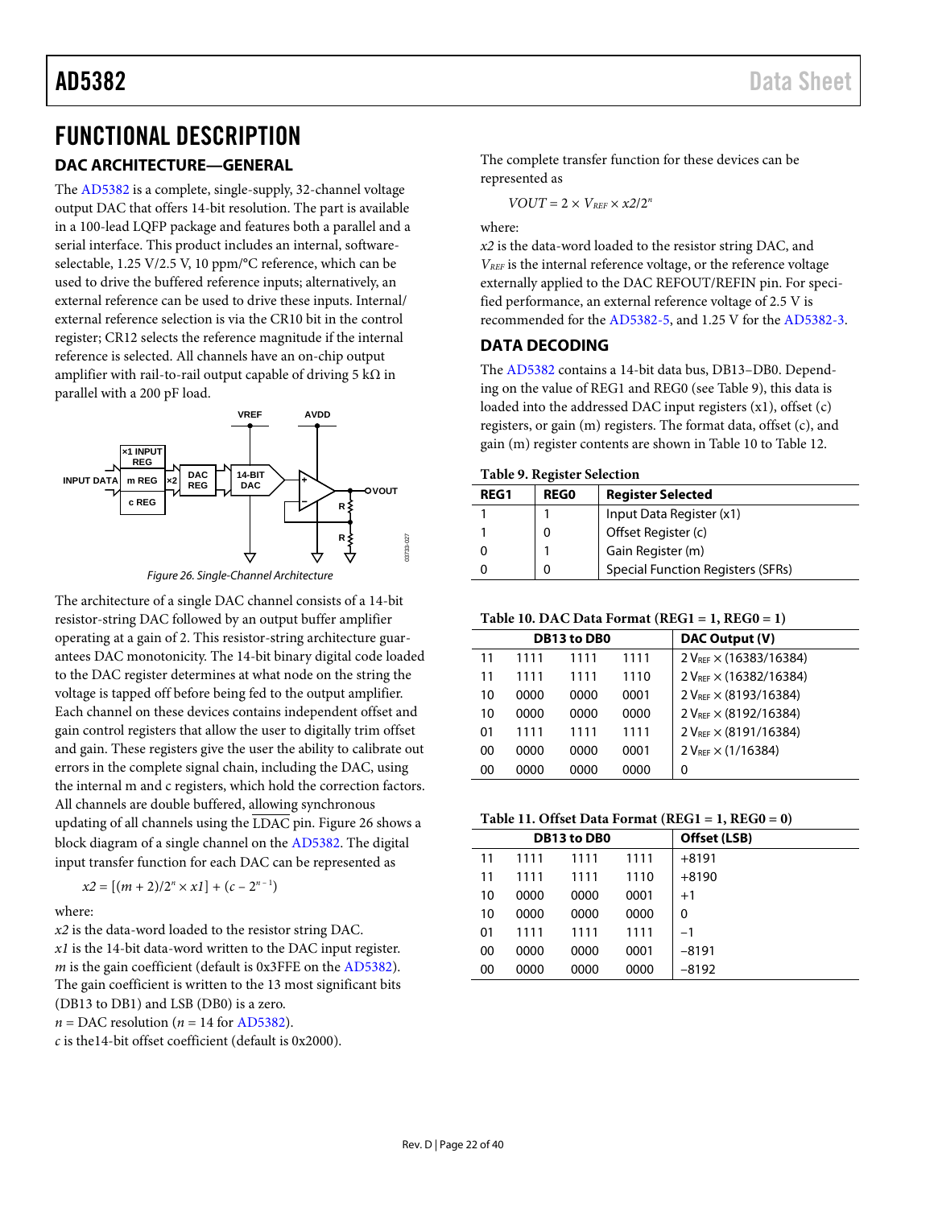# FUNCTIONAL DESCRIPTION

## DAC ARCHITECTURE—GENERAL

The AD5382 is a complete, single-supply, 32-channel voltage output DAC that offers 14-bit resolution. The part is available in a 100-lead LQFP package and features both a parallel and a serial interface. This product includes an internal, software-selectable, 1.25 V/2.5 V, 10 ppm/°C reference, which can be used to drive the buffered reference inputs; alternatively, an external reference can be used to drive these inputs. Internal/external reference selection is via the CR10 bit in the control register; CR12 selects the reference magnitude if the internal reference is selected. All channels have an on-chip output amplifier with rail-to-rail output capable of driving 5 kΩ in parallel with a 200 pF load.

*Figure 26. Single-Channel Architecture*

The architecture of a single DAC channel consists of a 14-bit resistor-string DAC followed by an output buffer amplifier operating at a gain of 2. This resistor-string architecture guarantees DAC monotonicity. The 14-bit binary digital code loaded to the DAC register determines at what node on the string the voltage is tapped off before being fed to the output amplifier. Each channel on these devices contains independent offset and gain control registers that allow the user to digitally trim offset and gain. These registers give the user the ability to calibrate out errors in the complete signal chain, including the DAC, using the internal m and c registers, which hold the correction factors. All channels are double buffered, allowing synchronous updating of all channels using the $\overline{LDAC}$ pin. Figure 26 shows a block diagram of a single channel on the AD5382. The digital input transfer function for each DAC can be represented as

$$x2 = [(m + 2)/2^n \times x1] + (c - 2^{n-1})$$

where:
$x2$ is the data-word loaded to the resistor string DAC.
$x1$ is the 14-bit data-word written to the DAC input register.
$m$ is the gain coefficient (default is 0x3FFE on the AD5382). The gain coefficient is written to the 13 most significant bits (DB13 to DB1) and LSB (DB0) is a zero.
$n$ = DAC resolution ($n$ = 14 for AD5382).
$c$ is the14-bit offset coefficient (default is 0x2000).

The complete transfer function for these devices can be represented as

$$VOUT = 2 \times V_{REF} \times x2/2^n$$

where:
$x2$ is the data-word loaded to the resistor string DAC, and
$V_{REF}$ is the internal reference voltage, or the reference voltage externally applied to the DAC REFOUT/REFIN pin. For specified performance, an external reference voltage of 2.5 V is recommended for the AD5382-5, and 1.25 V for the AD5382-3.

## DATA DECODING

The AD5382 contains a 14-bit data bus, DB13–DB0. Depending on the value of REG1 and REG0 (see Table 9), this data is loaded into the addressed DAC input registers (x1), offset (c) registers, or gain (m) registers. The format data, offset (c), and gain (m) register contents are shown in Table 10 to Table 12.

**Table 9. Register Selection**

| REG1 | REG0 | Register Selected |
|---|---|---|
| 1 | 1 | Input Data Register (x1) |
| 1 | 0 | Offset Register (c) |
| 0 | 1 | Gain Register (m) |
| 0 | 0 | Special Function Registers (SFRs) |

**Table 10. DAC Data Format (REG1 = 1, REG0 = 1)**

| DB13 to DB0 | | | | DAC Output (V) |
|---|---|---|---|---|
| 11 | 1111 | 1111 | 1111 | $2\ V_{REF} \times (16383/16384)$ |
| 11 | 1111 | 1111 | 1110 | $2\ V_{REF} \times (16382/16384)$ |
| 10 | 0000 | 0000 | 0001 | $2\ V_{REF} \times (8193/16384)$ |
| 10 | 0000 | 0000 | 0000 | $2\ V_{REF} \times (8192/16384)$ |
| 01 | 1111 | 1111 | 1111 | $2\ V_{REF} \times (8191/16384)$ |
| 00 | 0000 | 0000 | 0001 | $2\ V_{REF} \times (1/16384)$ |
| 00 | 0000 | 0000 | 0000 | 0 |

**Table 11. Offset Data Format (REG1 = 1, REG0 = 0)**

| DB13 to DB0 | | | | Offset (LSB) |
|---|---|---|---|---|
| 11 | 1111 | 1111 | 1111 | +8191 |
| 11 | 1111 | 1111 | 1110 | +8190 |
| 10 | 0000 | 0000 | 0001 | +1 |
| 10 | 0000 | 0000 | 0000 | 0 |
| 01 | 1111 | 1111 | 1111 | −1 |
| 00 | 0000 | 0000 | 0001 | −8191 |
| 00 | 0000 | 0000 | 0000 | −8192 |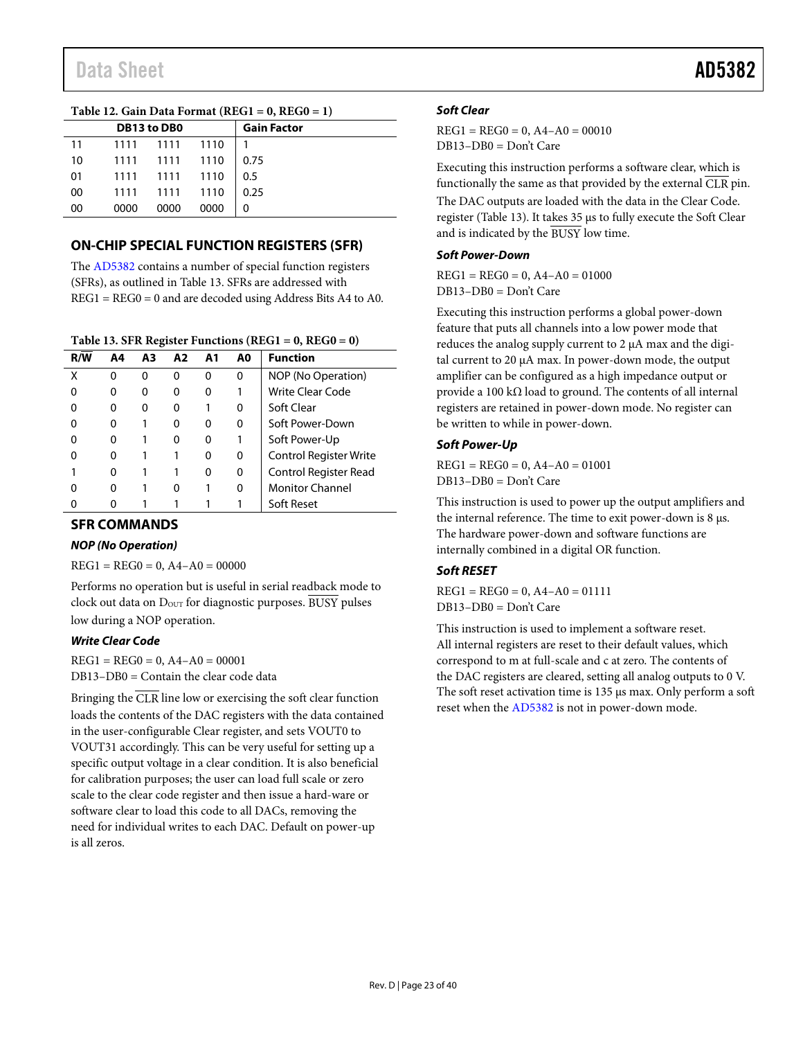Table 12. Gain Data Format (REG1 = 0, REG0 = 1)

| DB13 to DB0 | | | | Gain Factor |
|---|---|---|---|---|
| 11 | 1111 | 1111 | 1110 | 1 |
| 10 | 1111 | 1111 | 1110 | 0.75 |
| 01 | 1111 | 1111 | 1110 | 0.5 |
| 00 | 1111 | 1111 | 1110 | 0.25 |
| 00 | 0000 | 0000 | 0000 | 0 |

## ON-CHIP SPECIAL FUNCTION REGISTERS (SFR)

The AD5382 contains a number of special function registers (SFRs), as outlined in Table 13. SFRs are addressed with REG1 = REG0 = 0 and are decoded using Address Bits A4 to A0.

Table 13. SFR Register Functions (REG1 = 0, REG0 = 0)

| R/W̄ | A4 | A3 | A2 | A1 | A0 | Function |
|---|---|---|---|---|---|---|
| X | 0 | 0 | 0 | 0 | 0 | NOP (No Operation) |
| 0 | 0 | 0 | 0 | 0 | 1 | Write Clear Code |
| 0 | 0 | 0 | 0 | 1 | 0 | Soft Clear |
| 0 | 0 | 1 | 0 | 0 | 0 | Soft Power-Down |
| 0 | 0 | 1 | 0 | 0 | 1 | Soft Power-Up |
| 0 | 0 | 1 | 1 | 0 | 0 | Control Register Write |
| 1 | 0 | 1 | 1 | 0 | 0 | Control Register Read |
| 0 | 0 | 1 | 0 | 1 | 0 | Monitor Channel |
| 0 | 0 | 1 | 1 | 1 | 1 | Soft Reset |

## SFR COMMANDS

### NOP (No Operation)

REG1 = REG0 = 0, A4–A0 = 00000

Performs no operation but is useful in serial readback mode to clock out data on $D_{OUT}$ for diagnostic purposes. BUSY pulses low during a NOP operation.

### Write Clear Code

REG1 = REG0 = 0, A4–A0 = 00001
DB13–DB0 = Contain the clear code data

Bringing the CLR line low or exercising the soft clear function loads the contents of the DAC registers with the data contained in the user-configurable Clear register, and sets VOUT0 to VOUT31 accordingly. This can be very useful for setting up a specific output voltage in a clear condition. It is also beneficial for calibration purposes; the user can load full scale or zero scale to the clear code register and then issue a hard-ware or software clear to load this code to all DACs, removing the need for individual writes to each DAC. Default on power-up is all zeros.

### Soft Clear

REG1 = REG0 = 0, A4–A0 = 00010
DB13–DB0 = Don't Care

Executing this instruction performs a software clear, which is functionally the same as that provided by the external CLR pin. The DAC outputs are loaded with the data in the Clear Code. register (Table 13). It takes 35 µs to fully execute the Soft Clear and is indicated by the BUSY low time.

### Soft Power-Down

REG1 = REG0 = 0, A4–A0 = 01000
DB13–DB0 = Don't Care

Executing this instruction performs a global power-down feature that puts all channels into a low power mode that reduces the analog supply current to 2 µA max and the digital current to 20 µA max. In power-down mode, the output amplifier can be configured as a high impedance output or provide a 100 kΩ load to ground. The contents of all internal registers are retained in power-down mode. No register can be written to while in power-down.

### Soft Power-Up

REG1 = REG0 = 0, A4–A0 = 01001
DB13–DB0 = Don't Care

This instruction is used to power up the output amplifiers and the internal reference. The time to exit power-down is 8 µs. The hardware power-down and software functions are internally combined in a digital OR function.

### Soft RESET

REG1 = REG0 = 0, A4–A0 = 01111
DB13–DB0 = Don't Care

This instruction is used to implement a software reset. All internal registers are reset to their default values, which correspond to m at full-scale and c at zero. The contents of the DAC registers are cleared, setting all analog outputs to 0 V. The soft reset activation time is 135 µs max. Only perform a soft reset when the AD5382 is not in power-down mode.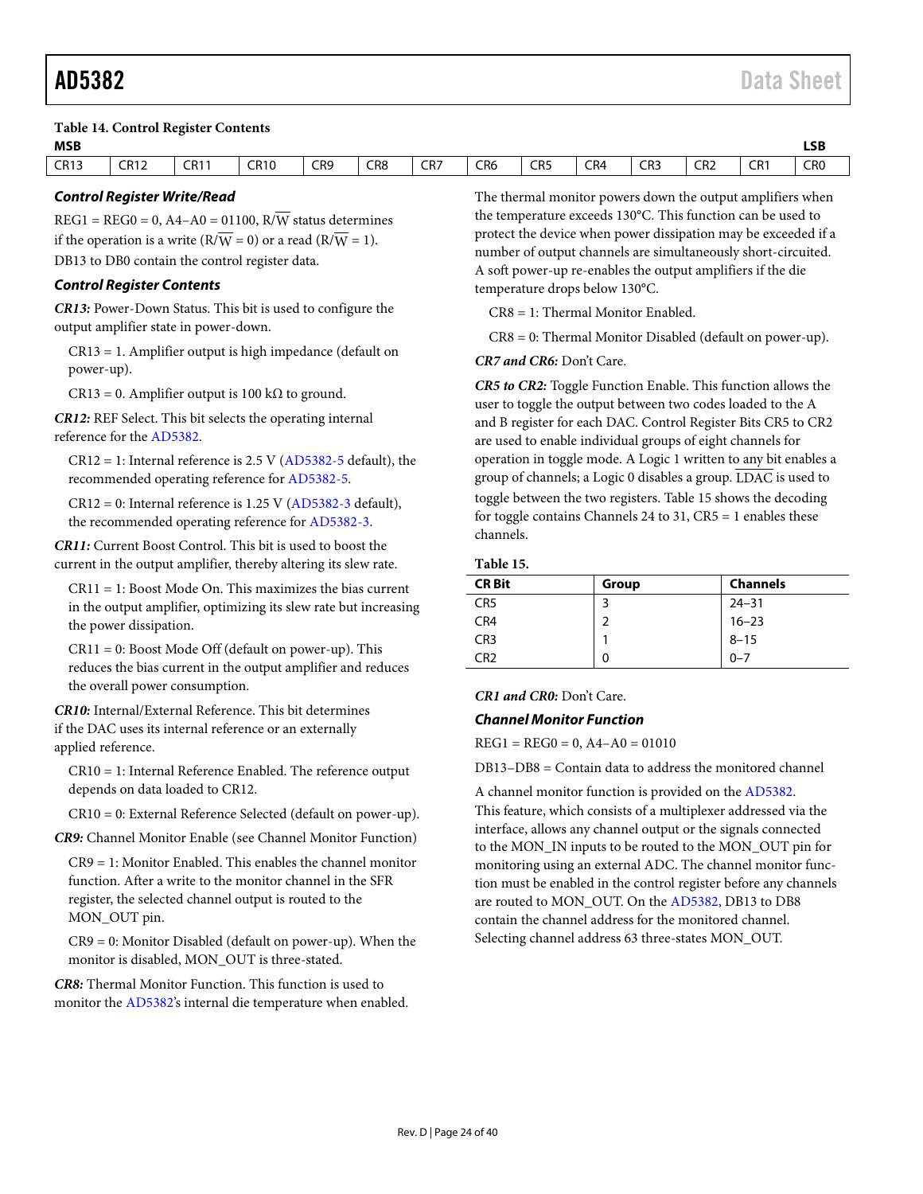**Table 14. Control Register Contents**

| MSB | | | | | | | | | | | | | LSB |
|---|---|---|---|---|---|---|---|---|---|---|---|---|---|
| CR13 | CR12 | CR11 | CR10 | CR9 | CR8 | CR7 | CR6 | CR5 | CR4 | CR3 | CR2 | CR1 | CR0 |

### Control Register Write/Read

REG1 = REG0 = 0, A4–A0 = 01100, R/$\overline{\text{W}}$ status determines if the operation is a write (R/$\overline{\text{W}}$ = 0) or a read (R/$\overline{\text{W}}$ = 1). DB13 to DB0 contain the control register data.

### Control Register Contents

***CR13:*** Power-Down Status. This bit is used to configure the output amplifier state in power-down.

CR13 = 1. Amplifier output is high impedance (default on power-up).

CR13 = 0. Amplifier output is 100 kΩ to ground.

***CR12:*** REF Select. This bit selects the operating internal reference for the AD5382.

CR12 = 1: Internal reference is 2.5 V (AD5382-5 default), the recommended operating reference for AD5382-5.

CR12 = 0: Internal reference is 1.25 V (AD5382-3 default), the recommended operating reference for AD5382-3.

***CR11:*** Current Boost Control. This bit is used to boost the current in the output amplifier, thereby altering its slew rate.

CR11 = 1: Boost Mode On. This maximizes the bias current in the output amplifier, optimizing its slew rate but increasing the power dissipation.

CR11 = 0: Boost Mode Off (default on power-up). This reduces the bias current in the output amplifier and reduces the overall power consumption.

***CR10:*** Internal/External Reference. This bit determines if the DAC uses its internal reference or an externally applied reference.

CR10 = 1: Internal Reference Enabled. The reference output depends on data loaded to CR12.

CR10 = 0: External Reference Selected (default on power-up).

***CR9:*** Channel Monitor Enable (see Channel Monitor Function)

CR9 = 1: Monitor Enabled. This enables the channel monitor function. After a write to the monitor channel in the SFR register, the selected channel output is routed to the MON_OUT pin.

CR9 = 0: Monitor Disabled (default on power-up). When the monitor is disabled, MON_OUT is three-stated.

***CR8:*** Thermal Monitor Function. This function is used to monitor the AD5382's internal die temperature when enabled. The thermal monitor powers down the output amplifiers when the temperature exceeds 130°C. This function can be used to protect the device when power dissipation may be exceeded if a number of output channels are simultaneously short-circuited. A soft power-up re-enables the output amplifiers if the die temperature drops below 130°C.

CR8 = 1: Thermal Monitor Enabled.

CR8 = 0: Thermal Monitor Disabled (default on power-up).

***CR7 and CR6:*** Don't Care.

***CR5 to CR2:*** Toggle Function Enable. This function allows the user to toggle the output between two codes loaded to the A and B register for each DAC. Control Register Bits CR5 to CR2 are used to enable individual groups of eight channels for operation in toggle mode. A Logic 1 written to any bit enables a group of channels; a Logic 0 disables a group. $\overline{\text{LDAC}}$ is used to toggle between the two registers. Table 15 shows the decoding for toggle contains Channels 24 to 31, CR5 = 1 enables these channels.

**Table 15.**

| CR Bit | Group | Channels |
|---|---|---|
| CR5 | 3 | 24–31 |
| CR4 | 2 | 16–23 |
| CR3 | 1 | 8–15 |
| CR2 | 0 | 0–7 |

***CR1 and CR0:*** Don't Care.

### Channel Monitor Function

REG1 = REG0 = 0, A4–A0 = 01010

DB13–DB8 = Contain data to address the monitored channel

A channel monitor function is provided on the AD5382. This feature, which consists of a multiplexer addressed via the interface, allows any channel output or the signals connected to the MON_IN inputs to be routed to the MON_OUT pin for monitoring using an external ADC. The channel monitor function must be enabled in the control register before any channels are routed to MON_OUT. On the AD5382, DB13 to DB8 contain the channel address for the monitored channel. Selecting channel address 63 three-states MON_OUT.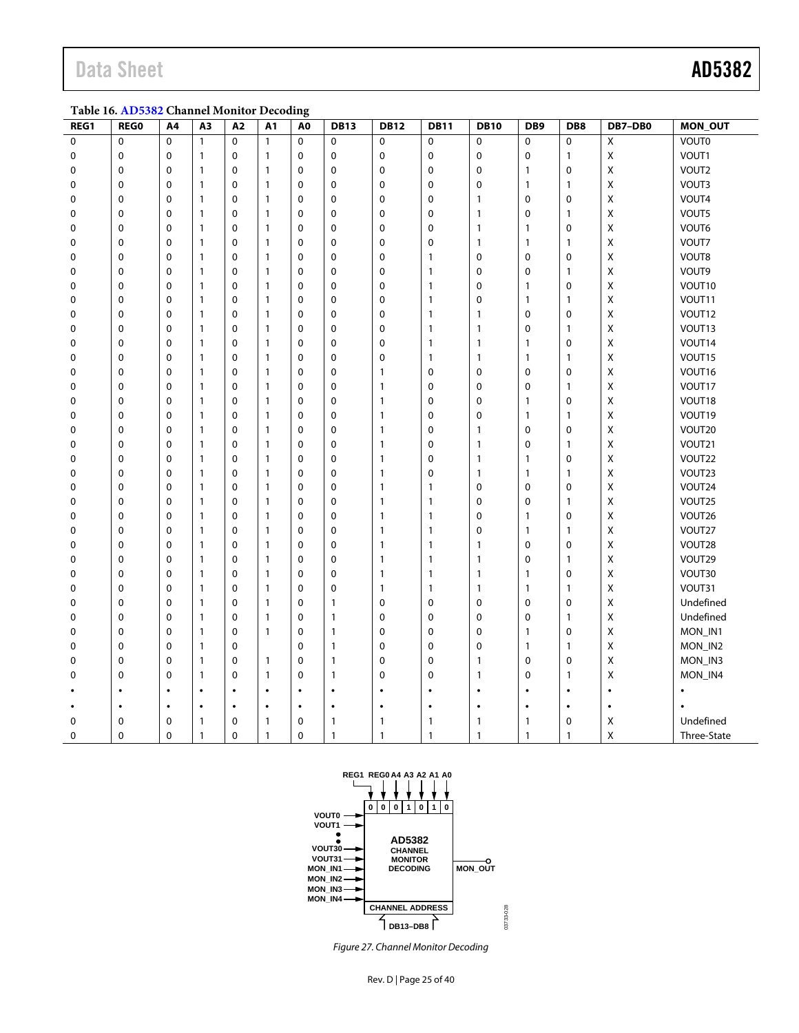**Table 16. AD5382 Channel Monitor Decoding**

| REG1 | REG0 | A4 | A3 | A2 | A1 | A0 | DB13 | DB12 | DB11 | DB10 | DB9 | DB8 | DB7–DB0 | MON_OUT |
|---|---|---|---|---|---|---|---|---|---|---|---|---|---|---|
| 0 | 0 | 0 | 1 | 0 | 1 | 0 | 0 | 0 | 0 | 0 | 0 | 0 | X | VOUT0 |
| 0 | 0 | 0 | 1 | 0 | 1 | 0 | 0 | 0 | 0 | 0 | 0 | 1 | X | VOUT1 |
| 0 | 0 | 0 | 1 | 0 | 1 | 0 | 0 | 0 | 0 | 0 | 1 | 0 | X | VOUT2 |
| 0 | 0 | 0 | 1 | 0 | 1 | 0 | 0 | 0 | 0 | 0 | 1 | 1 | X | VOUT3 |
| 0 | 0 | 0 | 1 | 0 | 1 | 0 | 0 | 0 | 0 | 1 | 0 | 0 | X | VOUT4 |
| 0 | 0 | 0 | 1 | 0 | 1 | 0 | 0 | 0 | 0 | 1 | 0 | 1 | X | VOUT5 |
| 0 | 0 | 0 | 1 | 0 | 1 | 0 | 0 | 0 | 0 | 1 | 1 | 0 | X | VOUT6 |
| 0 | 0 | 0 | 1 | 0 | 1 | 0 | 0 | 0 | 0 | 1 | 1 | 1 | X | VOUT7 |
| 0 | 0 | 0 | 1 | 0 | 1 | 0 | 0 | 0 | 1 | 0 | 0 | 0 | X | VOUT8 |
| 0 | 0 | 0 | 1 | 0 | 1 | 0 | 0 | 0 | 1 | 0 | 0 | 1 | X | VOUT9 |
| 0 | 0 | 0 | 1 | 0 | 1 | 0 | 0 | 0 | 1 | 0 | 1 | 0 | X | VOUT10 |
| 0 | 0 | 0 | 1 | 0 | 1 | 0 | 0 | 0 | 1 | 0 | 1 | 1 | X | VOUT11 |
| 0 | 0 | 0 | 1 | 0 | 1 | 0 | 0 | 0 | 1 | 1 | 0 | 0 | X | VOUT12 |
| 0 | 0 | 0 | 1 | 0 | 1 | 0 | 0 | 0 | 1 | 1 | 0 | 1 | X | VOUT13 |
| 0 | 0 | 0 | 1 | 0 | 1 | 0 | 0 | 0 | 1 | 1 | 1 | 0 | X | VOUT14 |
| 0 | 0 | 0 | 1 | 0 | 1 | 0 | 0 | 0 | 1 | 1 | 1 | 1 | X | VOUT15 |
| 0 | 0 | 0 | 1 | 0 | 1 | 0 | 0 | 1 | 0 | 0 | 0 | 0 | X | VOUT16 |
| 0 | 0 | 0 | 1 | 0 | 1 | 0 | 0 | 1 | 0 | 0 | 0 | 1 | X | VOUT17 |
| 0 | 0 | 0 | 1 | 0 | 1 | 0 | 0 | 1 | 0 | 0 | 1 | 0 | X | VOUT18 |
| 0 | 0 | 0 | 1 | 0 | 1 | 0 | 0 | 1 | 0 | 0 | 1 | 1 | X | VOUT19 |
| 0 | 0 | 0 | 1 | 0 | 1 | 0 | 0 | 1 | 0 | 1 | 0 | 0 | X | VOUT20 |
| 0 | 0 | 0 | 1 | 0 | 1 | 0 | 0 | 1 | 0 | 1 | 0 | 1 | X | VOUT21 |
| 0 | 0 | 0 | 1 | 0 | 1 | 0 | 0 | 1 | 0 | 1 | 1 | 0 | X | VOUT22 |
| 0 | 0 | 0 | 1 | 0 | 1 | 0 | 0 | 1 | 0 | 1 | 1 | 1 | X | VOUT23 |
| 0 | 0 | 0 | 1 | 0 | 1 | 0 | 0 | 1 | 1 | 0 | 0 | 0 | X | VOUT24 |
| 0 | 0 | 0 | 1 | 0 | 1 | 0 | 0 | 1 | 1 | 0 | 0 | 1 | X | VOUT25 |
| 0 | 0 | 0 | 1 | 0 | 1 | 0 | 0 | 1 | 1 | 0 | 1 | 0 | X | VOUT26 |
| 0 | 0 | 0 | 1 | 0 | 1 | 0 | 0 | 1 | 1 | 0 | 1 | 1 | X | VOUT27 |
| 0 | 0 | 0 | 1 | 0 | 1 | 0 | 0 | 1 | 1 | 1 | 0 | 0 | X | VOUT28 |
| 0 | 0 | 0 | 1 | 0 | 1 | 0 | 0 | 1 | 1 | 1 | 0 | 1 | X | VOUT29 |
| 0 | 0 | 0 | 1 | 0 | 1 | 0 | 0 | 1 | 1 | 1 | 1 | 0 | X | VOUT30 |
| 0 | 0 | 0 | 1 | 0 | 1 | 0 | 0 | 1 | 1 | 1 | 1 | 1 | X | VOUT31 |
| 0 | 0 | 0 | 1 | 0 | 1 | 0 | 1 | 0 | 0 | 0 | 0 | 0 | X | Undefined |
| 0 | 0 | 0 | 1 | 0 | 1 | 0 | 1 | 0 | 0 | 0 | 0 | 1 | X | Undefined |
| 0 | 0 | 0 | 1 | 0 | 1 | 0 | 1 | 0 | 0 | 0 | 1 | 0 | X | MON_IN1 |
| 0 | 0 | 0 | 1 | 0 | | 0 | 1 | 0 | 0 | 0 | 1 | 1 | X | MON_IN2 |
| 0 | 0 | 0 | 1 | 0 | 1 | 0 | 1 | 0 | 0 | 1 | 0 | 0 | X | MON_IN3 |
| 0 | 0 | 0 | 1 | 0 | 1 | 0 | 1 | 0 | 0 | 1 | 0 | 1 | X | MON_IN4 |
| • | • | • | • | • | • | • | • | • | • | • | • | • | • | • |
| • | • | • | • | • | • | • | • | • | • | • | • | • | • | • |
| 0 | 0 | 0 | 1 | 0 | 1 | 0 | 1 | 1 | 1 | 1 | 1 | 0 | X | Undefined |
| 0 | 0 | 0 | 1 | 0 | 1 | 0 | 1 | 1 | 1 | 1 | 1 | 1 | X | Three-State |

*Figure 27. Channel Monitor Decoding*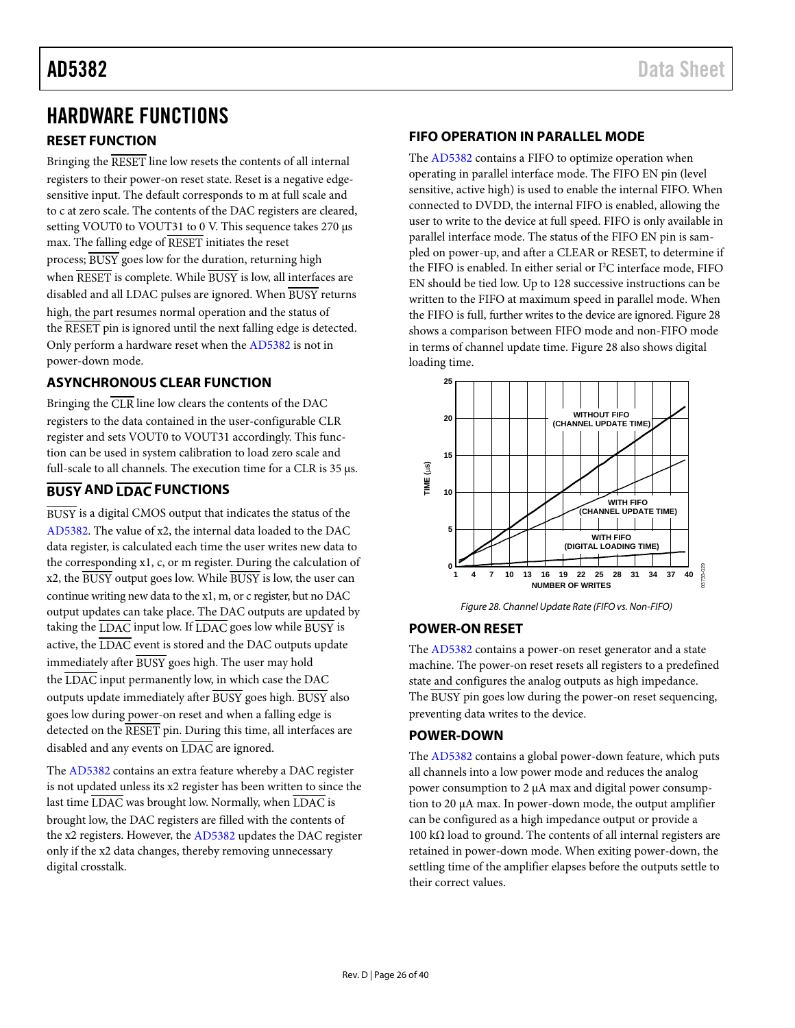# HARDWARE FUNCTIONS

## RESET FUNCTION

Bringing the RESET line low resets the contents of all internal registers to their power-on reset state. Reset is a negative edge-sensitive input. The default corresponds to m at full scale and to c at zero scale. The contents of the DAC registers are cleared, setting VOUT0 to VOUT31 to 0 V. This sequence takes 270 µs max. The falling edge of RESET initiates the reset process; BUSY goes low for the duration, returning high when RESET is complete. While BUSY is low, all interfaces are disabled and all LDAC pulses are ignored. When BUSY returns high, the part resumes normal operation and the status of the RESET pin is ignored until the next falling edge is detected. Only perform a hardware reset when the AD5382 is not in power-down mode.

## ASYNCHRONOUS CLEAR FUNCTION

Bringing the CLR line low clears the contents of the DAC registers to the data contained in the user-configurable CLR register and sets VOUT0 to VOUT31 accordingly. This function can be used in system calibration to load zero scale and full-scale to all channels. The execution time for a CLR is 35 µs.

## BUSY AND LDAC FUNCTIONS

BUSY is a digital CMOS output that indicates the status of the AD5382. The value of x2, the internal data loaded to the DAC data register, is calculated each time the user writes new data to the corresponding x1, c, or m register. During the calculation of x2, the BUSY output goes low. While BUSY is low, the user can continue writing new data to the x1, m, or c register, but no DAC output updates can take place. The DAC outputs are updated by taking the LDAC input low. If LDAC goes low while BUSY is active, the LDAC event is stored and the DAC outputs update immediately after BUSY goes high. The user may hold the LDAC input permanently low, in which case the DAC outputs update immediately after BUSY goes high. BUSY also goes low during power-on reset and when a falling edge is detected on the RESET pin. During this time, all interfaces are disabled and any events on LDAC are ignored.

The AD5382 contains an extra feature whereby a DAC register is not updated unless its x2 register has been written to since the last time LDAC was brought low. Normally, when LDAC is brought low, the DAC registers are filled with the contents of the x2 registers. However, the AD5382 updates the DAC register only if the x2 data changes, thereby removing unnecessary digital crosstalk.

## FIFO OPERATION IN PARALLEL MODE

The AD5382 contains a FIFO to optimize operation when operating in parallel interface mode. The FIFO EN pin (level sensitive, active high) is used to enable the internal FIFO. When connected to DVDD, the internal FIFO is enabled, allowing the user to write to the device at full speed. FIFO is only available in parallel interface mode. The status of the FIFO EN pin is sampled on power-up, and after a CLEAR or RESET, to determine if the FIFO is enabled. In either serial or I$^2$C interface mode, FIFO EN should be tied low. Up to 128 successive instructions can be written to the FIFO at maximum speed in parallel mode. When the FIFO is full, further writes to the device are ignored. Figure 28 shows a comparison between FIFO mode and non-FIFO mode in terms of channel update time. Figure 28 also shows digital loading time.

*Figure 28. Channel Update Rate (FIFO vs. Non-FIFO)*

## POWER-ON RESET

The AD5382 contains a power-on reset generator and a state machine. The power-on reset resets all registers to a predefined state and configures the analog outputs as high impedance. The BUSY pin goes low during the power-on reset sequencing, preventing data writes to the device.

## POWER-DOWN

The AD5382 contains a global power-down feature, which puts all channels into a low power mode and reduces the analog power consumption to 2 µA max and digital power consumption to 20 µA max. In power-down mode, the output amplifier can be configured as a high impedance output or provide a 100 kΩ load to ground. The contents of all internal registers are retained in power-down mode. When exiting power-down, the settling time of the amplifier elapses before the outputs settle to their correct values.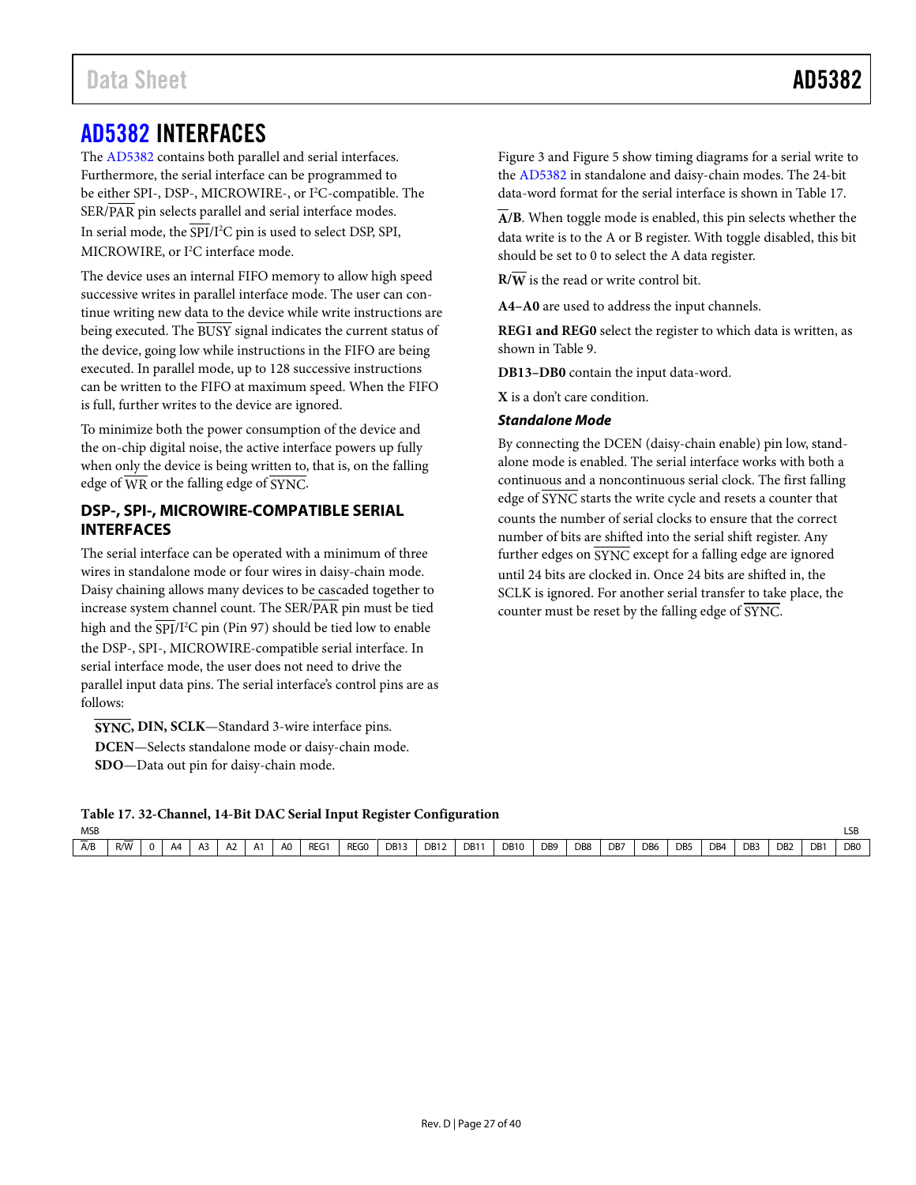# AD5382 INTERFACES

The AD5382 contains both parallel and serial interfaces. Furthermore, the serial interface can be programmed to be either SPI-, DSP-, MICROWIRE-, or I²C-compatible. The SER/PAR pin selects parallel and serial interface modes. In serial mode, the SPI/I²C pin is used to select DSP, SPI, MICROWIRE, or I²C interface mode.

The device uses an internal FIFO memory to allow high speed successive writes in parallel interface mode. The user can continue writing new data to the device while write instructions are being executed. The BUSY signal indicates the current status of the device, going low while instructions in the FIFO are being executed. In parallel mode, up to 128 successive instructions can be written to the FIFO at maximum speed. When the FIFO is full, further writes to the device are ignored.

To minimize both the power consumption of the device and the on-chip digital noise, the active interface powers up fully when only the device is being written to, that is, on the falling edge of WR or the falling edge of SYNC.

## DSP-, SPI-, MICROWIRE-COMPATIBLE SERIAL INTERFACES

The serial interface can be operated with a minimum of three wires in standalone mode or four wires in daisy-chain mode. Daisy chaining allows many devices to be cascaded together to increase system channel count. The SER/PAR pin must be tied high and the SPI/I²C pin (Pin 97) should be tied low to enable the DSP-, SPI-, MICROWIRE-compatible serial interface. In serial interface mode, the user does not need to drive the parallel input data pins. The serial interface's control pins are as follows:

**SYNC, DIN, SCLK**—Standard 3-wire interface pins.
**DCEN**—Selects standalone mode or daisy-chain mode.
**SDO**—Data out pin for daisy-chain mode.

Figure 3 and Figure 5 show timing diagrams for a serial write to the AD5382 in standalone and daisy-chain modes. The 24-bit data-word format for the serial interface is shown in Table 17.

**A/B**. When toggle mode is enabled, this pin selects whether the data write is to the A or B register. With toggle disabled, this bit should be set to 0 to select the A data register.

**R/W** is the read or write control bit.

**A4–A0** are used to address the input channels.

**REG1 and REG0** select the register to which data is written, as shown in Table 9.

**DB13–DB0** contain the input data-word.

**X** is a don't care condition.

### *Standalone Mode*

By connecting the DCEN (daisy-chain enable) pin low, standalone mode is enabled. The serial interface works with both a continuous and a noncontinuous serial clock. The first falling edge of SYNC starts the write cycle and resets a counter that counts the number of serial clocks to ensure that the correct number of bits are shifted into the serial shift register. Any further edges on SYNC except for a falling edge are ignored until 24 bits are clocked in. Once 24 bits are shifted in, the SCLK is ignored. For another serial transfer to take place, the counter must be reset by the falling edge of SYNC.

**Table 17. 32-Channel, 14-Bit DAC Serial Input Register Configuration**

| MSB | | | | | | | | | | | | | | | | | | | | | | | LSB |
|---|---|---|---|---|---|---|---|---|---|---|---|---|---|---|---|---|---|---|---|---|---|---|---|
| A/B | R/W | 0 | A4 | A3 | A2 | A1 | A0 | REG1 | REG0 | DB13 | DB12 | DB11 | DB10 | DB9 | DB8 | DB7 | DB6 | DB5 | DB4 | DB3 | DB2 | DB1 | DB0 |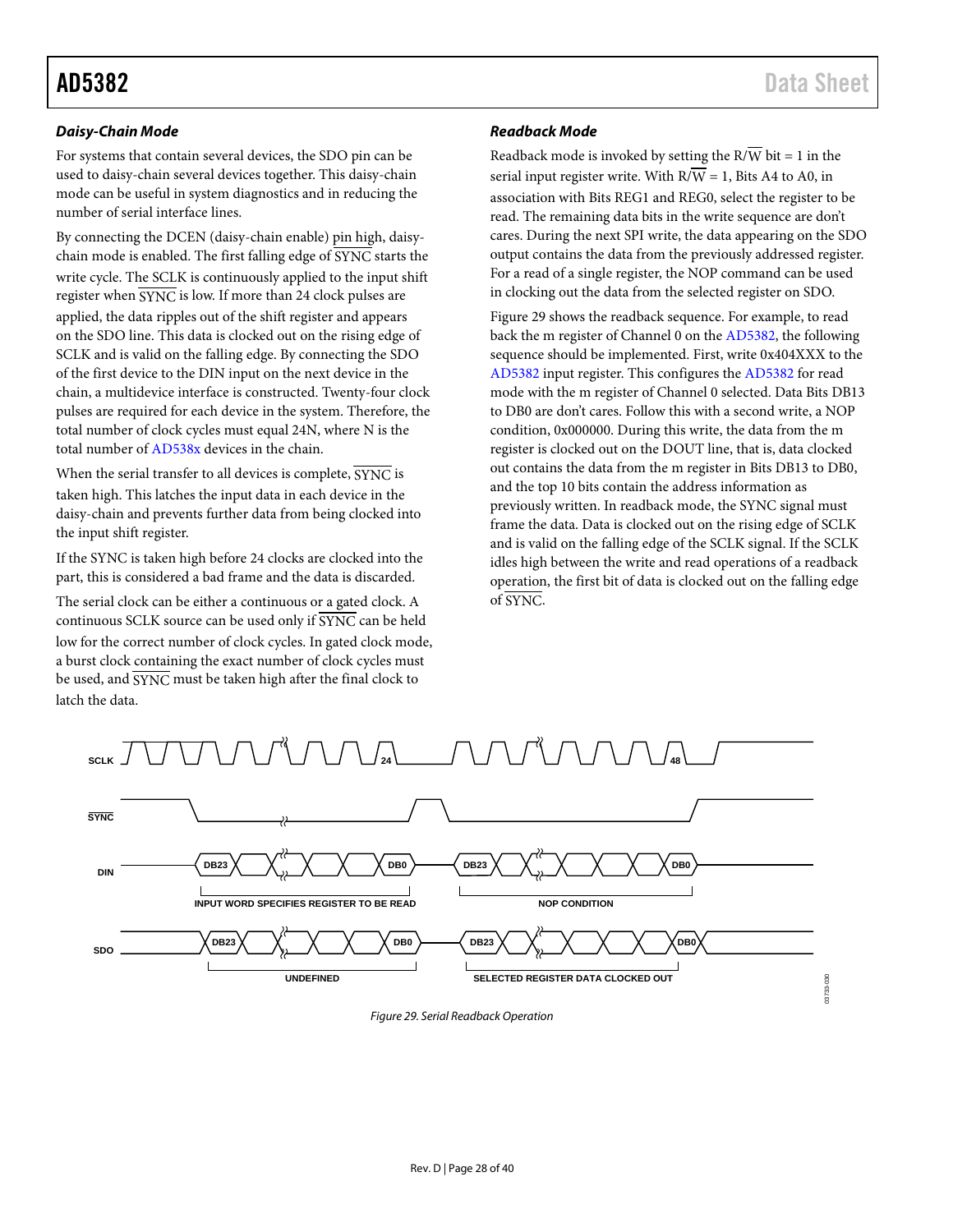### *Daisy-Chain Mode*

For systems that contain several devices, the SDO pin can be used to daisy-chain several devices together. This daisy-chain mode can be useful in system diagnostics and in reducing the number of serial interface lines.

By connecting the DCEN (daisy-chain enable) pin high, daisy-chain mode is enabled. The first falling edge of SYNC starts the write cycle. The SCLK is continuously applied to the input shift register when SYNC is low. If more than 24 clock pulses are applied, the data ripples out of the shift register and appears on the SDO line. This data is clocked out on the rising edge of SCLK and is valid on the falling edge. By connecting the SDO of the first device to the DIN input on the next device in the chain, a multidevice interface is constructed. Twenty-four clock pulses are required for each device in the system. Therefore, the total number of clock cycles must equal 24N, where N is the total number of AD538x devices in the chain.

When the serial transfer to all devices is complete, SYNC is taken high. This latches the input data in each device in the daisy-chain and prevents further data from being clocked into the input shift register.

If the SYNC is taken high before 24 clocks are clocked into the part, this is considered a bad frame and the data is discarded.

The serial clock can be either a continuous or a gated clock. A continuous SCLK source can be used only if SYNC can be held low for the correct number of clock cycles. In gated clock mode, a burst clock containing the exact number of clock cycles must be used, and SYNC must be taken high after the final clock to latch the data.

### *Readback Mode*

Readback mode is invoked by setting the R/W bit = 1 in the serial input register write. With R/W = 1, Bits A4 to A0, in association with Bits REG1 and REG0, select the register to be read. The remaining data bits in the write sequence are don't cares. During the next SPI write, the data appearing on the SDO output contains the data from the previously addressed register. For a read of a single register, the NOP command can be used in clocking out the data from the selected register on SDO.

Figure 29 shows the readback sequence. For example, to read back the m register of Channel 0 on the AD5382, the following sequence should be implemented. First, write 0x404XXX to the AD5382 input register. This configures the AD5382 for read mode with the m register of Channel 0 selected. Data Bits DB13 to DB0 are don't cares. Follow this with a second write, a NOP condition, 0x000000. During this write, the data from the m register is clocked out on the DOUT line, that is, data clocked out contains the data from the m register in Bits DB13 to DB0, and the top 10 bits contain the address information as previously written. In readback mode, the SYNC signal must frame the data. Data is clocked out on the rising edge of SCLK and is valid on the falling edge of the SCLK signal. If the SCLK idles high between the write and read operations of a readback operation, the first bit of data is clocked out on the falling edge of SYNC.

*Figure 29. Serial Readback Operation*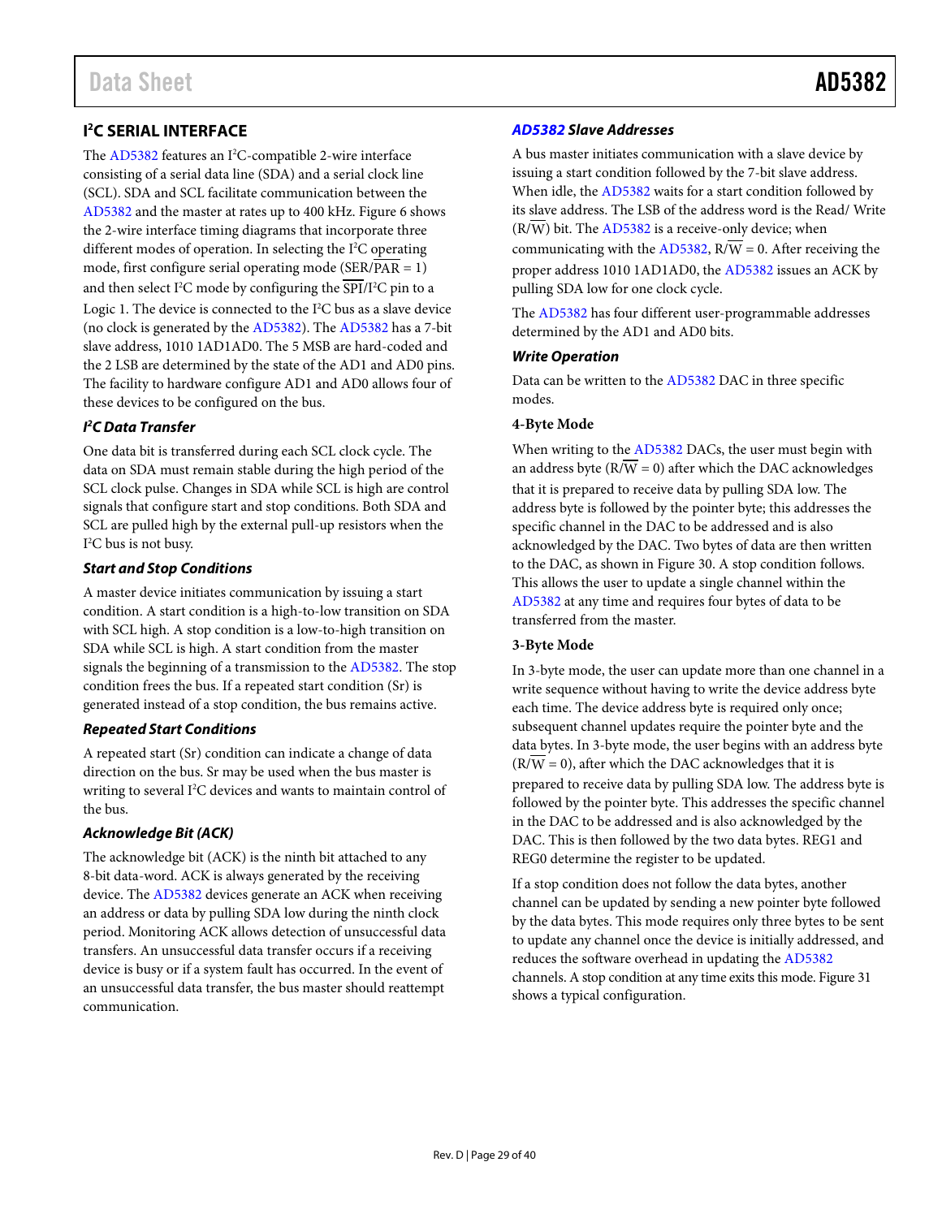## I²C SERIAL INTERFACE

The AD5382 features an I²C-compatible 2-wire interface consisting of a serial data line (SDA) and a serial clock line (SCL). SDA and SCL facilitate communication between the AD5382 and the master at rates up to 400 kHz. Figure 6 shows the 2-wire interface timing diagrams that incorporate three different modes of operation. In selecting the I²C operating mode, first configure serial operating mode (SER/$\overline{\text{PAR}}$ = 1) and then select I²C mode by configuring the $\overline{\text{SPI}}$/I²C pin to a Logic 1. The device is connected to the I²C bus as a slave device (no clock is generated by the AD5382). The AD5382 has a 7-bit slave address, 1010 1AD1AD0. The 5 MSB are hard-coded and the 2 LSB are determined by the state of the AD1 and AD0 pins. The facility to hardware configure AD1 and AD0 allows four of these devices to be configured on the bus.

### *I²C Data Transfer*

One data bit is transferred during each SCL clock cycle. The data on SDA must remain stable during the high period of the SCL clock pulse. Changes in SDA while SCL is high are control signals that configure start and stop conditions. Both SDA and SCL are pulled high by the external pull-up resistors when the I²C bus is not busy.

### *Start and Stop Conditions*

A master device initiates communication by issuing a start condition. A start condition is a high-to-low transition on SDA with SCL high. A stop condition is a low-to-high transition on SDA while SCL is high. A start condition from the master signals the beginning of a transmission to the AD5382. The stop condition frees the bus. If a repeated start condition (Sr) is generated instead of a stop condition, the bus remains active.

### *Repeated Start Conditions*

A repeated start (Sr) condition can indicate a change of data direction on the bus. Sr may be used when the bus master is writing to several I²C devices and wants to maintain control of the bus.

### *Acknowledge Bit (ACK)*

The acknowledge bit (ACK) is the ninth bit attached to any 8-bit data-word. ACK is always generated by the receiving device. The AD5382 devices generate an ACK when receiving an address or data by pulling SDA low during the ninth clock period. Monitoring ACK allows detection of unsuccessful data transfers. An unsuccessful data transfer occurs if a receiving device is busy or if a system fault has occurred. In the event of an unsuccessful data transfer, the bus master should reattempt communication.

### *AD5382 Slave Addresses*

A bus master initiates communication with a slave device by issuing a start condition followed by the 7-bit slave address. When idle, the AD5382 waits for a start condition followed by its slave address. The LSB of the address word is the Read/ Write (R/$\overline{\text{W}}$) bit. The AD5382 is a receive-only device; when communicating with the AD5382, R/$\overline{\text{W}}$ = 0. After receiving the proper address 1010 1AD1AD0, the AD5382 issues an ACK by pulling SDA low for one clock cycle.

The AD5382 has four different user-programmable addresses determined by the AD1 and AD0 bits.

### *Write Operation*

Data can be written to the AD5382 DAC in three specific modes.

#### 4-Byte Mode

When writing to the AD5382 DACs, the user must begin with an address byte (R/$\overline{\text{W}}$ = 0) after which the DAC acknowledges that it is prepared to receive data by pulling SDA low. The address byte is followed by the pointer byte; this addresses the specific channel in the DAC to be addressed and is also acknowledged by the DAC. Two bytes of data are then written to the DAC, as shown in Figure 30. A stop condition follows. This allows the user to update a single channel within the AD5382 at any time and requires four bytes of data to be transferred from the master.

#### 3-Byte Mode

In 3-byte mode, the user can update more than one channel in a write sequence without having to write the device address byte each time. The device address byte is required only once; subsequent channel updates require the pointer byte and the data bytes. In 3-byte mode, the user begins with an address byte (R/$\overline{\text{W}}$ = 0), after which the DAC acknowledges that it is prepared to receive data by pulling SDA low. The address byte is followed by the pointer byte. This addresses the specific channel in the DAC to be addressed and is also acknowledged by the DAC. This is then followed by the two data bytes. REG1 and REG0 determine the register to be updated.

If a stop condition does not follow the data bytes, another channel can be updated by sending a new pointer byte followed by the data bytes. This mode requires only three bytes to be sent to update any channel once the device is initially addressed, and reduces the software overhead in updating the AD5382 channels. A stop condition at any time exits this mode. Figure 31 shows a typical configuration.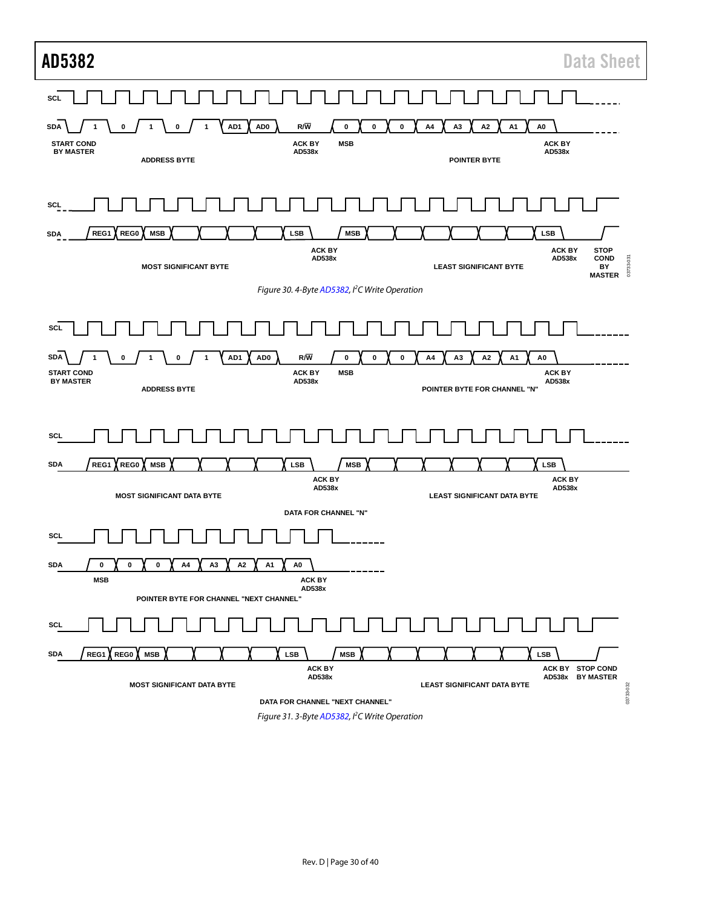SCL

SDA 1 0 1 0 1 AD1 AD0 R/W̄ 0 0 0 A4 A3 A2 A1 A0

START COND BY MASTER

ADDRESS BYTE

ACK BY AD538x

MSB

POINTER BYTE

ACK BY AD538x

SCL

SDA REG1 REG0 MSB LSB MSB LSB

MOST SIGNIFICANT BYTE

ACK BY AD538x

LEAST SIGNIFICANT BYTE

ACK BY AD538x

STOP COND BY MASTER

03733-031

*Figure 30. 4-Byte AD5382, I²C Write Operation*

SCL

SDA 1 0 1 0 1 AD1 AD0 R/W̄ 0 0 0 A4 A3 A2 A1 A0

START COND BY MASTER

ADDRESS BYTE

ACK BY AD538x

MSB

POINTER BYTE FOR CHANNEL "N"

ACK BY AD538x

SCL

SDA REG1 REG0 MSB LSB MSB LSB

MOST SIGNIFICANT DATA BYTE

ACK BY AD538x

LEAST SIGNIFICANT DATA BYTE

ACK BY AD538x

DATA FOR CHANNEL "N"

SCL

SDA 0 0 0 A4 A3 A2 A1 A0

MSB

ACK BY AD538x

POINTER BYTE FOR CHANNEL "NEXT CHANNEL"

SCL

SDA REG1 REG0 MSB LSB MSB LSB

MOST SIGNIFICANT DATA BYTE

ACK BY AD538x

LEAST SIGNIFICANT DATA BYTE

ACK BY AD538x

STOP COND BY MASTER

DATA FOR CHANNEL "NEXT CHANNEL"

03733-032

*Figure 31. 3-Byte AD5382, I²C Write Operation*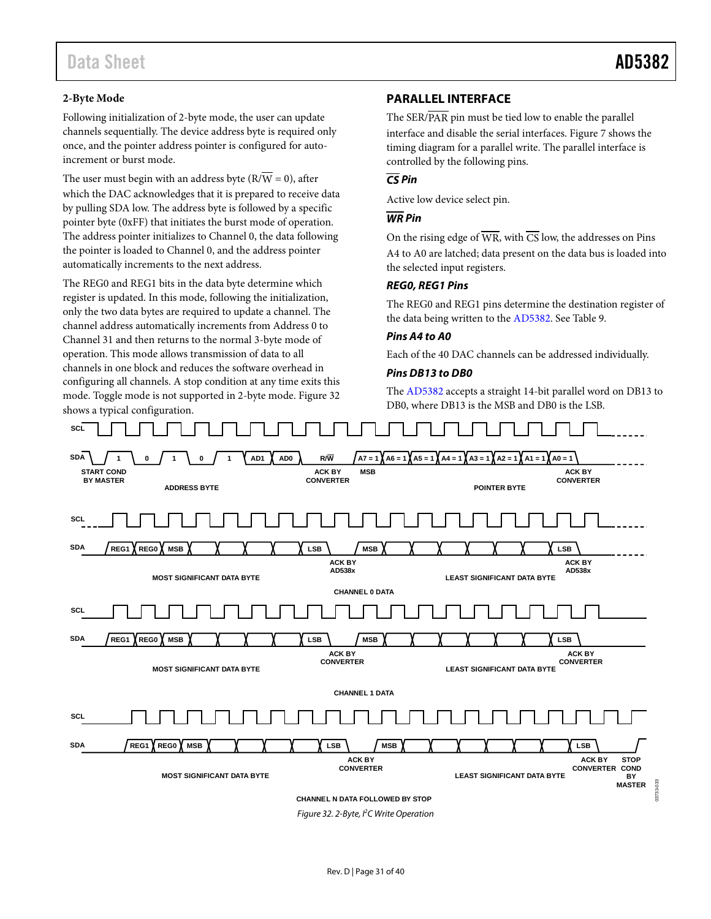### 2-Byte Mode

Following initialization of 2-byte mode, the user can update channels sequentially. The device address byte is required only once, and the pointer address pointer is configured for auto-increment or burst mode.

The user must begin with an address byte (R/$\overline{W}$ = 0), after which the DAC acknowledges that it is prepared to receive data by pulling SDA low. The address byte is followed by a specific pointer byte (0xFF) that initiates the burst mode of operation. The address pointer initializes to Channel 0, the data following the pointer is loaded to Channel 0, and the address pointer automatically increments to the next address.

The REG0 and REG1 bits in the data byte determine which register is updated. In this mode, following the initialization, only the two data bytes are required to update a channel. The channel address automatically increments from Address 0 to Channel 31 and then returns to the normal 3-byte mode of operation. This mode allows transmission of data to all channels in one block and reduces the software overhead in configuring all channels. A stop condition at any time exits this mode. Toggle mode is not supported in 2-byte mode. Figure 32 shows a typical configuration.

## PARALLEL INTERFACE

The SER/$\overline{PAR}$ pin must be tied low to enable the parallel interface and disable the serial interfaces. Figure 7 shows the timing diagram for a parallel write. The parallel interface is controlled by the following pins.

### $\overline{CS}$ Pin

Active low device select pin.

### $\overline{WR}$ Pin

On the rising edge of $\overline{WR}$, with $\overline{CS}$ low, the addresses on Pins A4 to A0 are latched; data present on the data bus is loaded into the selected input registers.

### REG0, REG1 Pins

The REG0 and REG1 pins determine the destination register of the data being written to the AD5382. See Table 9.

### Pins A4 to A0

Each of the 40 DAC channels can be addressed individually.

### Pins DB13 to DB0

The AD5382 accepts a straight 14-bit parallel word on DB13 to DB0, where DB13 is the MSB and DB0 is the LSB.

SCL
SDA 1 0 1 0 1 AD1 AD0 R/$\overline{W}$ A7 = 1 A6 = 1 A5 = 1 A4 = 1 A3 = 1 A2 = 1 A1 = 1 A0 = 1
START COND BY MASTER — ADDRESS BYTE — ACK BY CONVERTER — MSB — POINTER BYTE — ACK BY CONVERTER

SCL
SDA REG1 REG0 MSB LSB MSB LSB
MOST SIGNIFICANT DATA BYTE — ACK BY AD538x — LEAST SIGNIFICANT DATA BYTE — ACK BY AD538x
CHANNEL 0 DATA

SCL
SDA REG1 REG0 MSB LSB MSB LSB
MOST SIGNIFICANT DATA BYTE — ACK BY CONVERTER — LEAST SIGNIFICANT DATA BYTE — ACK BY CONVERTER
CHANNEL 1 DATA

SCL
SDA REG1 REG0 MSB LSB MSB LSB
MOST SIGNIFICANT DATA BYTE — ACK BY CONVERTER — LEAST SIGNIFICANT DATA BYTE — ACK BY CONVERTER — STOP COND BY MASTER
CHANNEL N DATA FOLLOWED BY STOP

*Figure 32. 2-Byte, I²C Write Operation*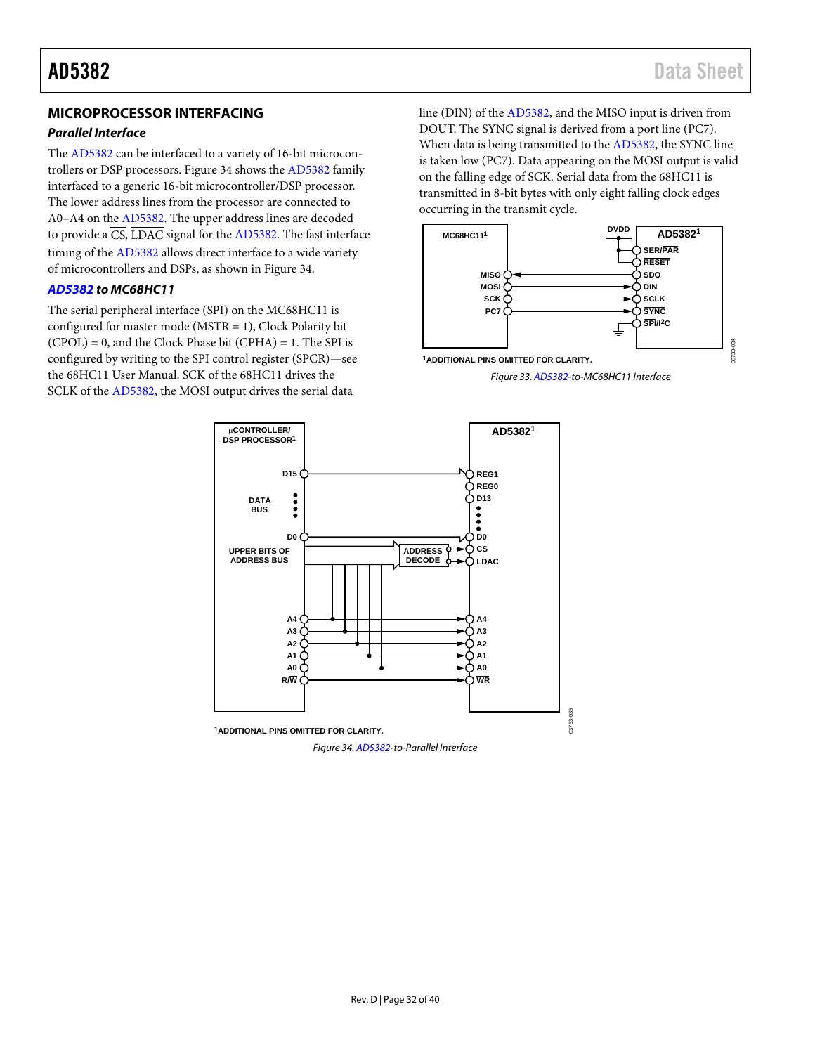## MICROPROCESSOR INTERFACING

### *Parallel Interface*

The AD5382 can be interfaced to a variety of 16-bit microcontrollers or DSP processors. Figure 34 shows the AD5382 family interfaced to a generic 16-bit microcontroller/DSP processor. The lower address lines from the processor are connected to A0–A4 on the AD5382. The upper address lines are decoded to provide a $\overline{CS}$, $\overline{LDAC}$ signal for the AD5382. The fast interface timing of the AD5382 allows direct interface to a wide variety of microcontrollers and DSPs, as shown in Figure 34.

### *AD5382 to MC68HC11*

The serial peripheral interface (SPI) on the MC68HC11 is configured for master mode (MSTR = 1), Clock Polarity bit (CPOL) = 0, and the Clock Phase bit (CPHA) = 1. The SPI is configured by writing to the SPI control register (SPCR)—see the 68HC11 User Manual. SCK of the 68HC11 drives the SCLK of the AD5382, the MOSI output drives the serial data line (DIN) of the AD5382, and the MISO input is driven from DOUT. The SYNC signal is derived from a port line (PC7). When data is being transmitted to the AD5382, the SYNC line is taken low (PC7). Data appearing on the MOSI output is valid on the falling edge of SCK. Serial data from the 68HC11 is transmitted in 8-bit bytes with only eight falling clock edges occurring in the transmit cycle.

[1]ADDITIONAL PINS OMITTED FOR CLARITY.

*Figure 33. AD5382-to-MC68HC11 Interface*

[1]ADDITIONAL PINS OMITTED FOR CLARITY.

*Figure 34. AD5382-to-Parallel Interface*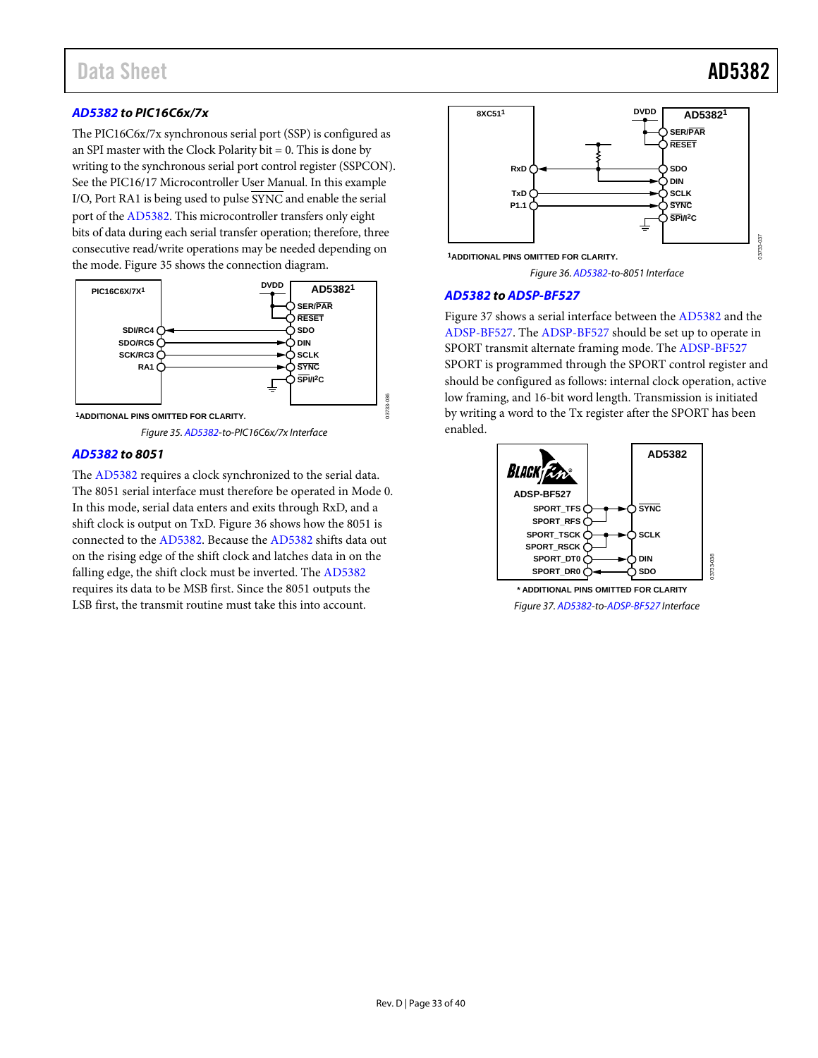### AD5382 to PIC16C6x/7x

The PIC16C6x/7x synchronous serial port (SSP) is configured as an SPI master with the Clock Polarity bit = 0. This is done by writing to the synchronous serial port control register (SSPCON). See the PIC16/17 Microcontroller User Manual. In this example I/O, Port RA1 is being used to pulse SYNC and enable the serial port of the AD5382. This microcontroller transfers only eight bits of data during each serial transfer operation; therefore, three consecutive read/write operations may be needed depending on the mode. Figure 35 shows the connection diagram.

Figure 35. AD5382-to-PIC16C6x/7x Interface

### AD5382 to 8051

The AD5382 requires a clock synchronized to the serial data. The 8051 serial interface must therefore be operated in Mode 0. In this mode, serial data enters and exits through RxD, and a shift clock is output on TxD. Figure 36 shows how the 8051 is connected to the AD5382. Because the AD5382 shifts data out on the rising edge of the shift clock and latches data in on the falling edge, the shift clock must be inverted. The AD5382 requires its data to be MSB first. Since the 8051 outputs the LSB first, the transmit routine must take this into account.

Figure 36. AD5382-to-8051 Interface

### AD5382 to ADSP-BF527

Figure 37 shows a serial interface between the AD5382 and the ADSP-BF527. The ADSP-BF527 should be set up to operate in SPORT transmit alternate framing mode. The ADSP-BF527 SPORT is programmed through the SPORT control register and should be configured as follows: internal clock operation, active low framing, and 16-bit word length. Transmission is initiated by writing a word to the Tx register after the SPORT has been enabled.

Figure 37. AD5382-to-ADSP-BF527 Interface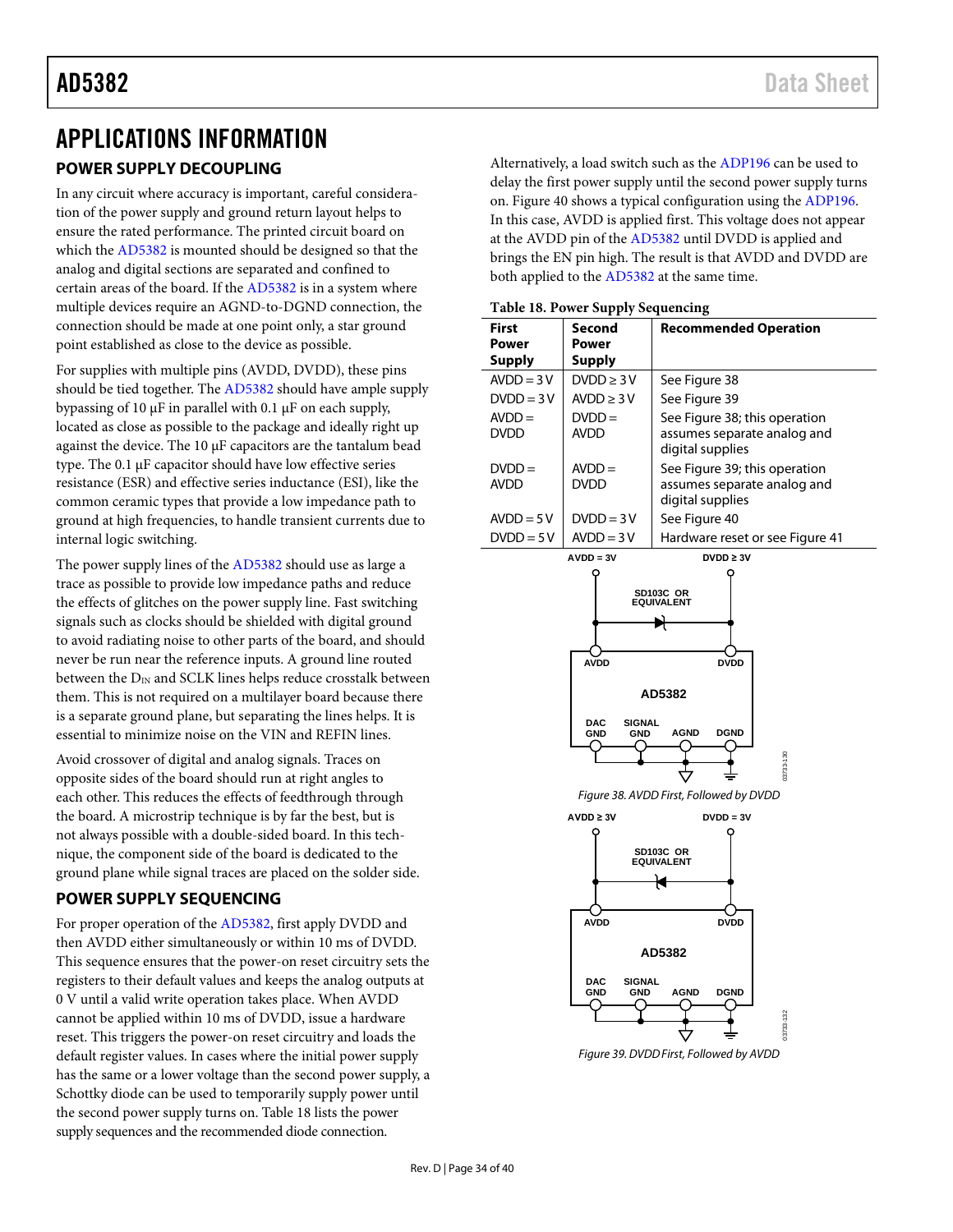# APPLICATIONS INFORMATION

## POWER SUPPLY DECOUPLING

In any circuit where accuracy is important, careful consideration of the power supply and ground return layout helps to ensure the rated performance. The printed circuit board on which the AD5382 is mounted should be designed so that the analog and digital sections are separated and confined to certain areas of the board. If the AD5382 is in a system where multiple devices require an AGND-to-DGND connection, the connection should be made at one point only, a star ground point established as close to the device as possible.

For supplies with multiple pins (AVDD, DVDD), these pins should be tied together. The AD5382 should have ample supply bypassing of 10 μF in parallel with 0.1 μF on each supply, located as close as possible to the package and ideally right up against the device. The 10 μF capacitors are the tantalum bead type. The 0.1 μF capacitor should have low effective series resistance (ESR) and effective series inductance (ESI), like the common ceramic types that provide a low impedance path to ground at high frequencies, to handle transient currents due to internal logic switching.

The power supply lines of the AD5382 should use as large a trace as possible to provide low impedance paths and reduce the effects of glitches on the power supply line. Fast switching signals such as clocks should be shielded with digital ground to avoid radiating noise to other parts of the board, and should never be run near the reference inputs. A ground line routed between the $D_{IN}$ and SCLK lines helps reduce crosstalk between them. This is not required on a multilayer board because there is a separate ground plane, but separating the lines helps. It is essential to minimize noise on the VIN and REFIN lines.

Avoid crossover of digital and analog signals. Traces on opposite sides of the board should run at right angles to each other. This reduces the effects of feedthrough through the board. A microstrip technique is by far the best, but is not always possible with a double-sided board. In this technique, the component side of the board is dedicated to the ground plane while signal traces are placed on the solder side.

## POWER SUPPLY SEQUENCING

For proper operation of the AD5382, first apply DVDD and then AVDD either simultaneously or within 10 ms of DVDD. This sequence ensures that the power-on reset circuitry sets the registers to their default values and keeps the analog outputs at 0 V until a valid write operation takes place. When AVDD cannot be applied within 10 ms of DVDD, issue a hardware reset. This triggers the power-on reset circuitry and loads the default register values. In cases where the initial power supply has the same or a lower voltage than the second power supply, a Schottky diode can be used to temporarily supply power until the second power supply turns on. Table 18 lists the power supply sequences and the recommended diode connection.

Alternatively, a load switch such as the ADP196 can be used to delay the first power supply until the second power supply turns on. Figure 40 shows a typical configuration using the ADP196. In this case, AVDD is applied first. This voltage does not appear at the AVDD pin of the AD5382 until DVDD is applied and brings the EN pin high. The result is that AVDD and DVDD are both applied to the AD5382 at the same time.

**Table 18. Power Supply Sequencing**

| First Power Supply | Second Power Supply | Recommended Operation |
|---|---|---|
| AVDD = 3 V | DVDD ≥ 3 V | See Figure 38 |
| DVDD = 3 V | AVDD ≥ 3 V | See Figure 39 |
| AVDD = DVDD | DVDD = AVDD | See Figure 38; this operation assumes separate analog and digital supplies |
| DVDD = AVDD | AVDD = DVDD | See Figure 39; this operation assumes separate analog and digital supplies |
| AVDD = 5 V | DVDD = 3 V | See Figure 40 |
| DVDD = 5 V | AVDD = 3 V | Hardware reset or see Figure 41 |

Figure 38. AVDD First, Followed by DVDD

Figure 39. DVDD First, Followed by AVDD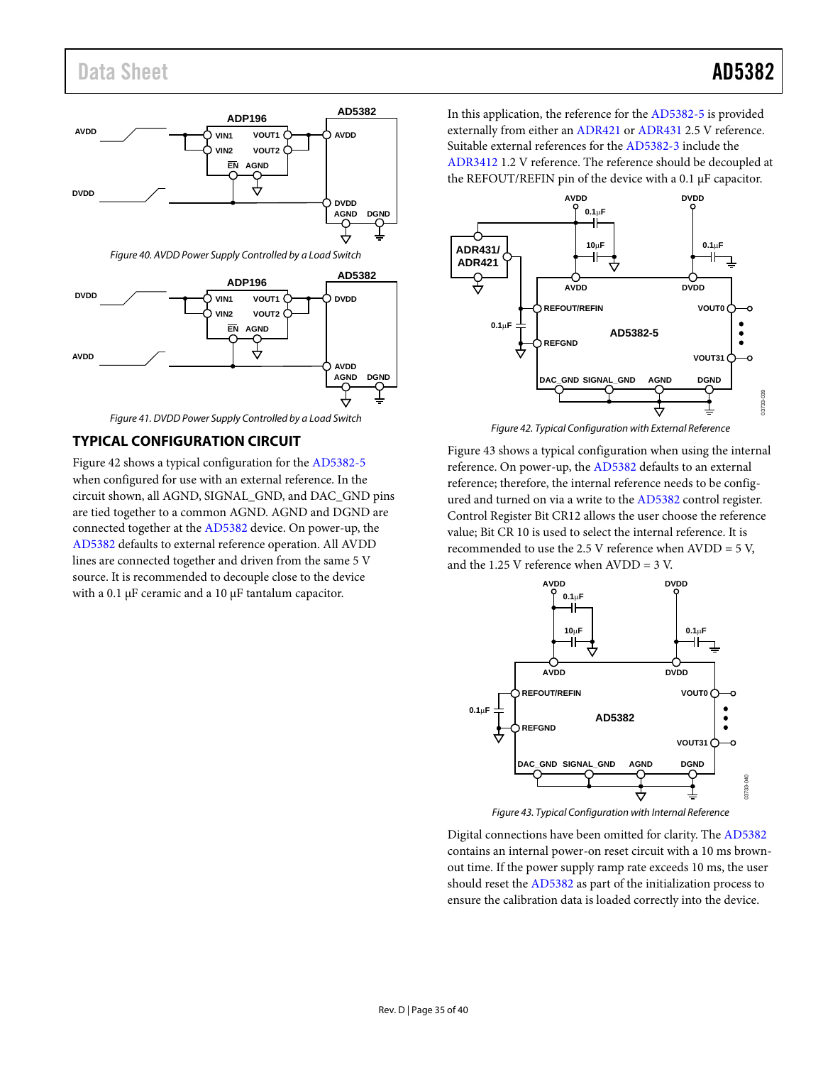Figure 40. AVDD Power Supply Controlled by a Load Switch

Figure 41. DVDD Power Supply Controlled by a Load Switch

## TYPICAL CONFIGURATION CIRCUIT

Figure 42 shows a typical configuration for the AD5382-5 when configured for use with an external reference. In the circuit shown, all AGND, SIGNAL_GND, and DAC_GND pins are tied together to a common AGND. AGND and DGND are connected together at the AD5382 device. On power-up, the AD5382 defaults to external reference operation. All AVDD lines are connected together and driven from the same 5 V source. It is recommended to decouple close to the device with a 0.1 µF ceramic and a 10 µF tantalum capacitor.

In this application, the reference for the AD5382-5 is provided externally from either an ADR421 or ADR431 2.5 V reference. Suitable external references for the AD5382-3 include the ADR3412 1.2 V reference. The reference should be decoupled at the REFOUT/REFIN pin of the device with a 0.1 µF capacitor.

Figure 42. Typical Configuration with External Reference

Figure 43 shows a typical configuration when using the internal reference. On power-up, the AD5382 defaults to an external reference; therefore, the internal reference needs to be configured and turned on via a write to the AD5382 control register. Control Register Bit CR12 allows the user choose the reference value; Bit CR 10 is used to select the internal reference. It is recommended to use the 2.5 V reference when AVDD = 5 V, and the 1.25 V reference when AVDD = 3 V.

Figure 43. Typical Configuration with Internal Reference

Digital connections have been omitted for clarity. The AD5382 contains an internal power-on reset circuit with a 10 ms brownout time. If the power supply ramp rate exceeds 10 ms, the user should reset the AD5382 as part of the initialization process to ensure the calibration data is loaded correctly into the device.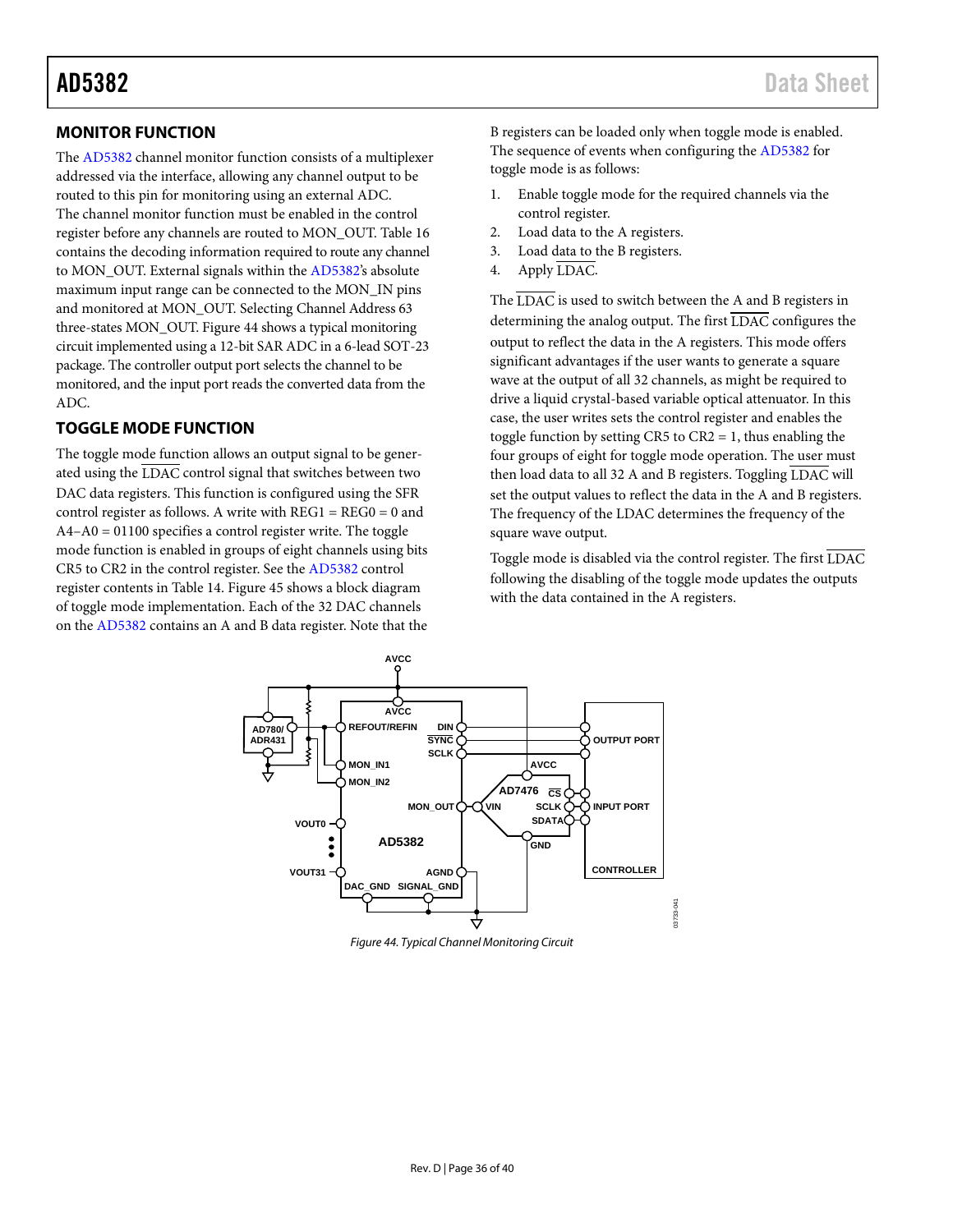## MONITOR FUNCTION

The AD5382 channel monitor function consists of a multiplexer addressed via the interface, allowing any channel output to be routed to this pin for monitoring using an external ADC. The channel monitor function must be enabled in the control register before any channels are routed to MON_OUT. Table 16 contains the decoding information required to route any channel to MON_OUT. External signals within the AD5382's absolute maximum input range can be connected to the MON_IN pins and monitored at MON_OUT. Selecting Channel Address 63 three-states MON_OUT. Figure 44 shows a typical monitoring circuit implemented using a 12-bit SAR ADC in a 6-lead SOT-23 package. The controller output port selects the channel to be monitored, and the input port reads the converted data from the ADC.

## TOGGLE MODE FUNCTION

The toggle mode function allows an output signal to be generated using the $\overline{\text{LDAC}}$ control signal that switches between two DAC data registers. This function is configured using the SFR control register as follows. A write with REG1 = REG0 = 0 and A4–A0 = 01100 specifies a control register write. The toggle mode function is enabled in groups of eight channels using bits CR5 to CR2 in the control register. See the AD5382 control register contents in Table 14. Figure 45 shows a block diagram of toggle mode implementation. Each of the 32 DAC channels on the AD5382 contains an A and B data register. Note that the B registers can be loaded only when toggle mode is enabled. The sequence of events when configuring the AD5382 for toggle mode is as follows:

1. Enable toggle mode for the required channels via the control register.
2. Load data to the A registers.
3. Load data to the B registers.
4. Apply $\overline{\text{LDAC}}$.

The $\overline{\text{LDAC}}$ is used to switch between the A and B registers in determining the analog output. The first $\overline{\text{LDAC}}$ configures the output to reflect the data in the A registers. This mode offers significant advantages if the user wants to generate a square wave at the output of all 32 channels, as might be required to drive a liquid crystal-based variable optical attenuator. In this case, the user writes sets the control register and enables the toggle function by setting CR5 to CR2 = 1, thus enabling the four groups of eight for toggle mode operation. The user must then load data to all 32 A and B registers. Toggling $\overline{\text{LDAC}}$ will set the output values to reflect the data in the A and B registers. The frequency of the LDAC determines the frequency of the square wave output.

Toggle mode is disabled via the control register. The first $\overline{\text{LDAC}}$ following the disabling of the toggle mode updates the outputs with the data contained in the A registers.

*Figure 44. Typical Channel Monitoring Circuit*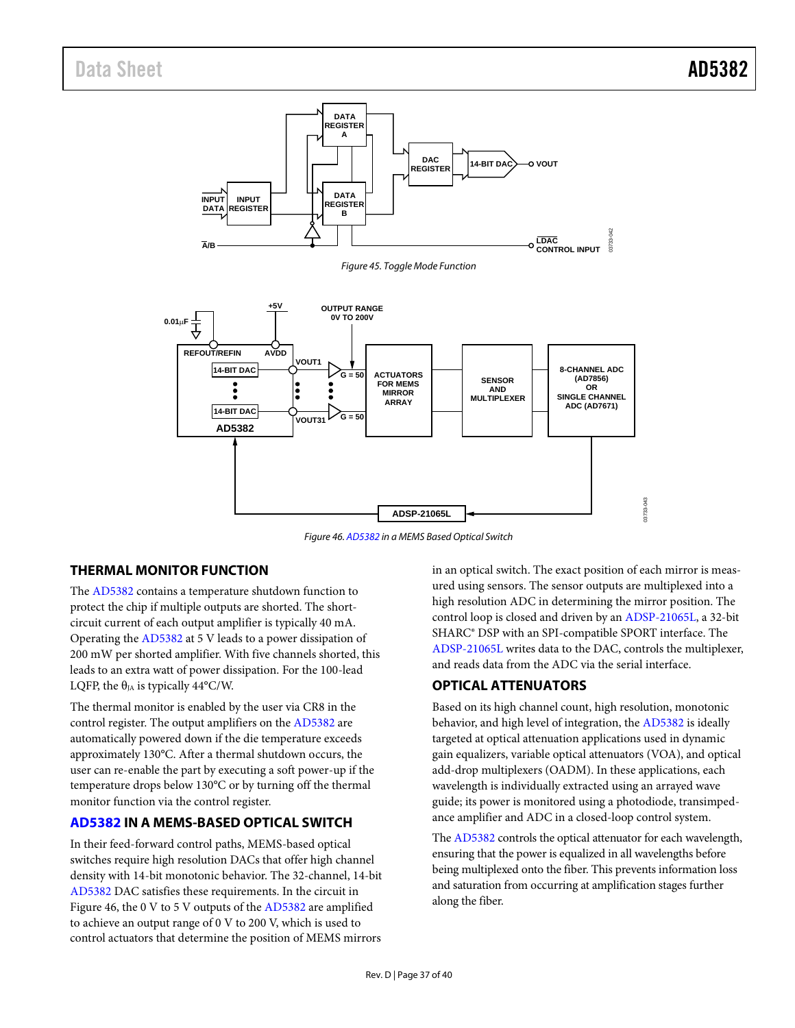Figure 45. Toggle Mode Function

Figure 46. AD5382 in a MEMS Based Optical Switch

## THERMAL MONITOR FUNCTION

The AD5382 contains a temperature shutdown function to protect the chip if multiple outputs are shorted. The short-circuit current of each output amplifier is typically 40 mA. Operating the AD5382 at 5 V leads to a power dissipation of 200 mW per shorted amplifier. With five channels shorted, this leads to an extra watt of power dissipation. For the 100-lead LQFP, the $\theta_{JA}$ is typically 44°C/W.

The thermal monitor is enabled by the user via CR8 in the control register. The output amplifiers on the AD5382 are automatically powered down if the die temperature exceeds approximately 130°C. After a thermal shutdown occurs, the user can re-enable the part by executing a soft power-up if the temperature drops below 130°C or by turning off the thermal monitor function via the control register.

## AD5382 IN A MEMS-BASED OPTICAL SWITCH

In their feed-forward control paths, MEMS-based optical switches require high resolution DACs that offer high channel density with 14-bit monotonic behavior. The 32-channel, 14-bit AD5382 DAC satisfies these requirements. In the circuit in Figure 46, the 0 V to 5 V outputs of the AD5382 are amplified to achieve an output range of 0 V to 200 V, which is used to control actuators that determine the position of MEMS mirrors in an optical switch. The exact position of each mirror is measured using sensors. The sensor outputs are multiplexed into a high resolution ADC in determining the mirror position. The control loop is closed and driven by an ADSP-21065L, a 32-bit SHARC® DSP with an SPI-compatible SPORT interface. The ADSP-21065L writes data to the DAC, controls the multiplexer, and reads data from the ADC via the serial interface.

## OPTICAL ATTENUATORS

Based on its high channel count, high resolution, monotonic behavior, and high level of integration, the AD5382 is ideally targeted at optical attenuation applications used in dynamic gain equalizers, variable optical attenuators (VOA), and optical add-drop multiplexers (OADM). In these applications, each wavelength is individually extracted using an arrayed wave guide; its power is monitored using a photodiode, transimpedance amplifier and ADC in a closed-loop control system.

The AD5382 controls the optical attenuator for each wavelength, ensuring that the power is equalized in all wavelengths before being multiplexed onto the fiber. This prevents information loss and saturation from occurring at amplification stages further along the fiber.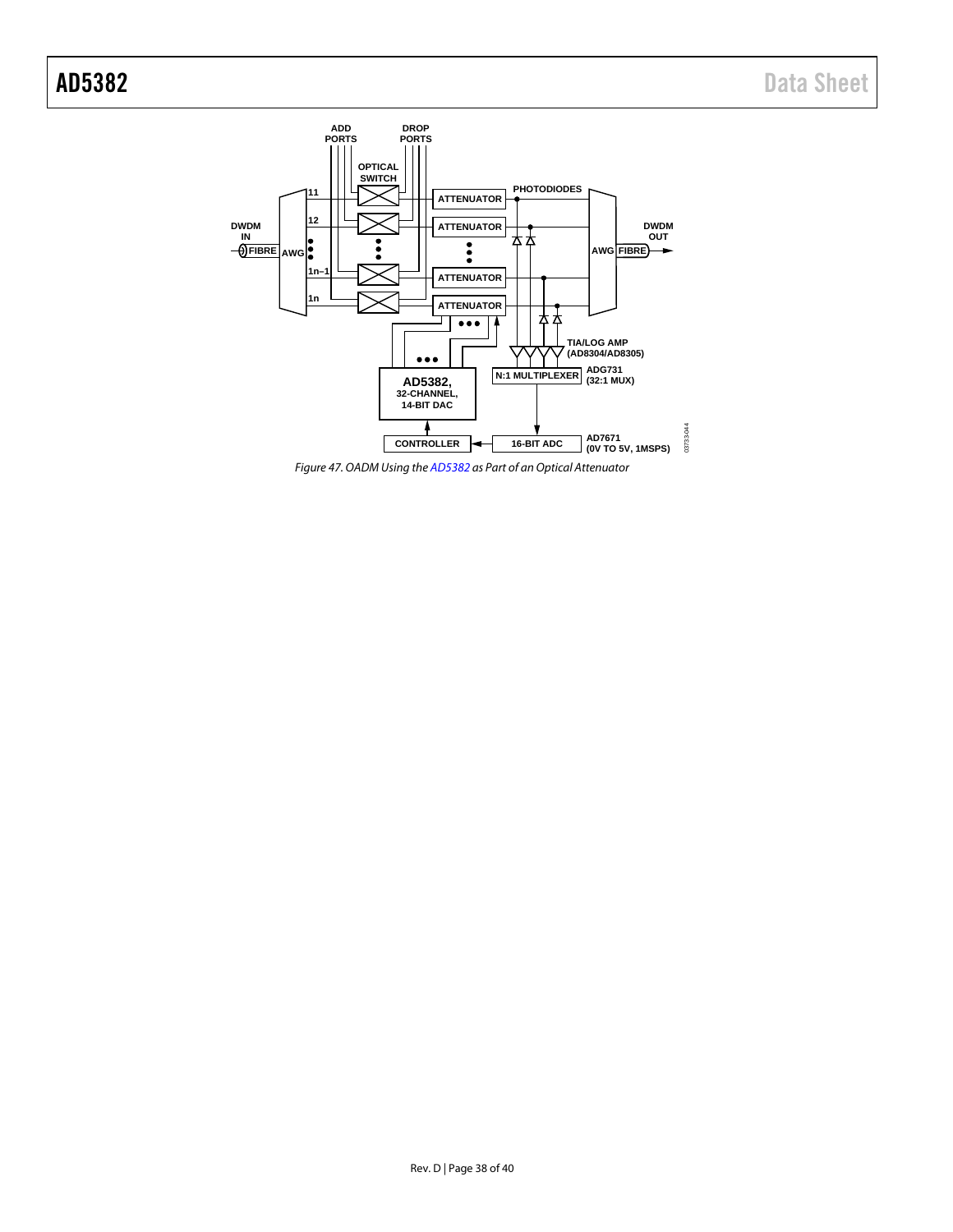Figure 47. OADM Using the AD5382 as Part of an Optical Attenuator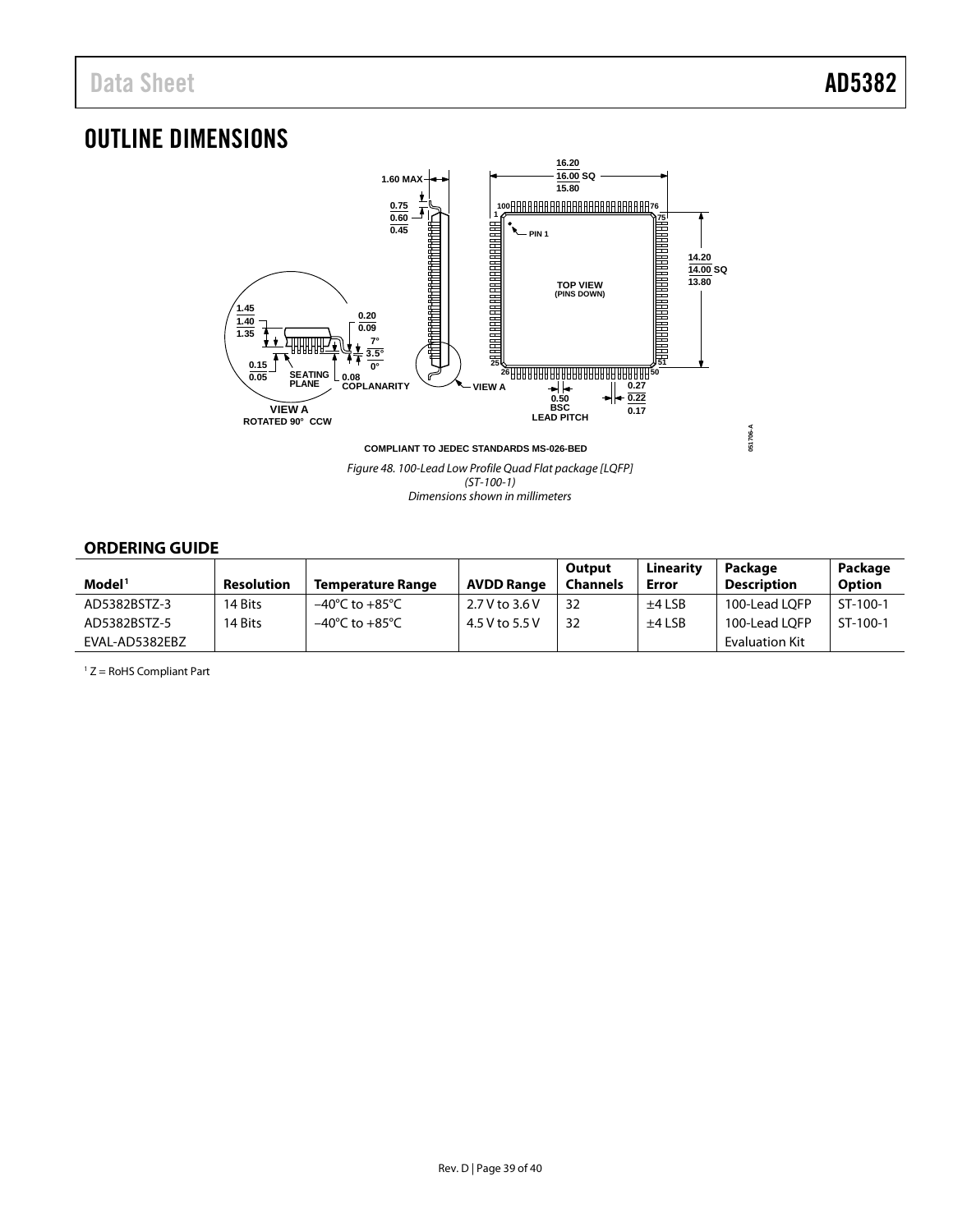# OUTLINE DIMENSIONS

COMPLIANT TO JEDEC STANDARDS MS-026-BED

*Figure 48. 100-Lead Low Profile Quad Flat package [LQFP] (ST-100-1) Dimensions shown in millimeters*

## ORDERING GUIDE

| Model[1] | Resolution | Temperature Range | AVDD Range | Output Channels | Linearity Error | Package Description | Package Option |
|---|---|---|---|---|---|---|---|
| AD5382BSTZ-3 | 14 Bits | −40°C to +85°C | 2.7 V to 3.6 V | 32 | ±4 LSB | 100-Lead LQFP | ST-100-1 |
| AD5382BSTZ-5 | 14 Bits | −40°C to +85°C | 4.5 V to 5.5 V | 32 | ±4 LSB | 100-Lead LQFP | ST-100-1 |
| EVAL-AD5382EBZ | | | | | | Evaluation Kit | |

[1] Z = RoHS Compliant Part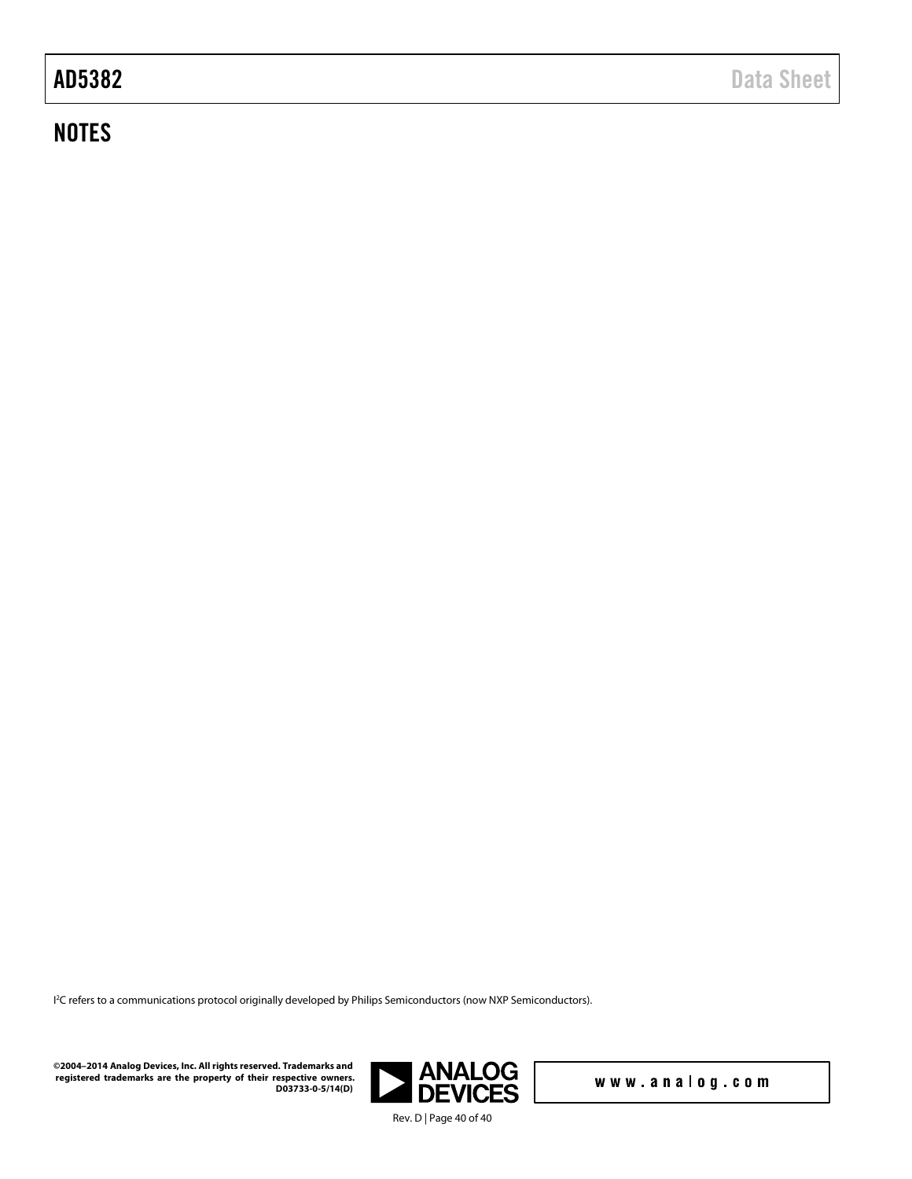## NOTES

I²C refers to a communications protocol originally developed by Philips Semiconductors (now NXP Semiconductors).

©2004–2014 Analog Devices, Inc. All rights reserved. Trademarks and registered trademarks are the property of their respective owners.
D03733-0-5/14(D)

www.analog.com